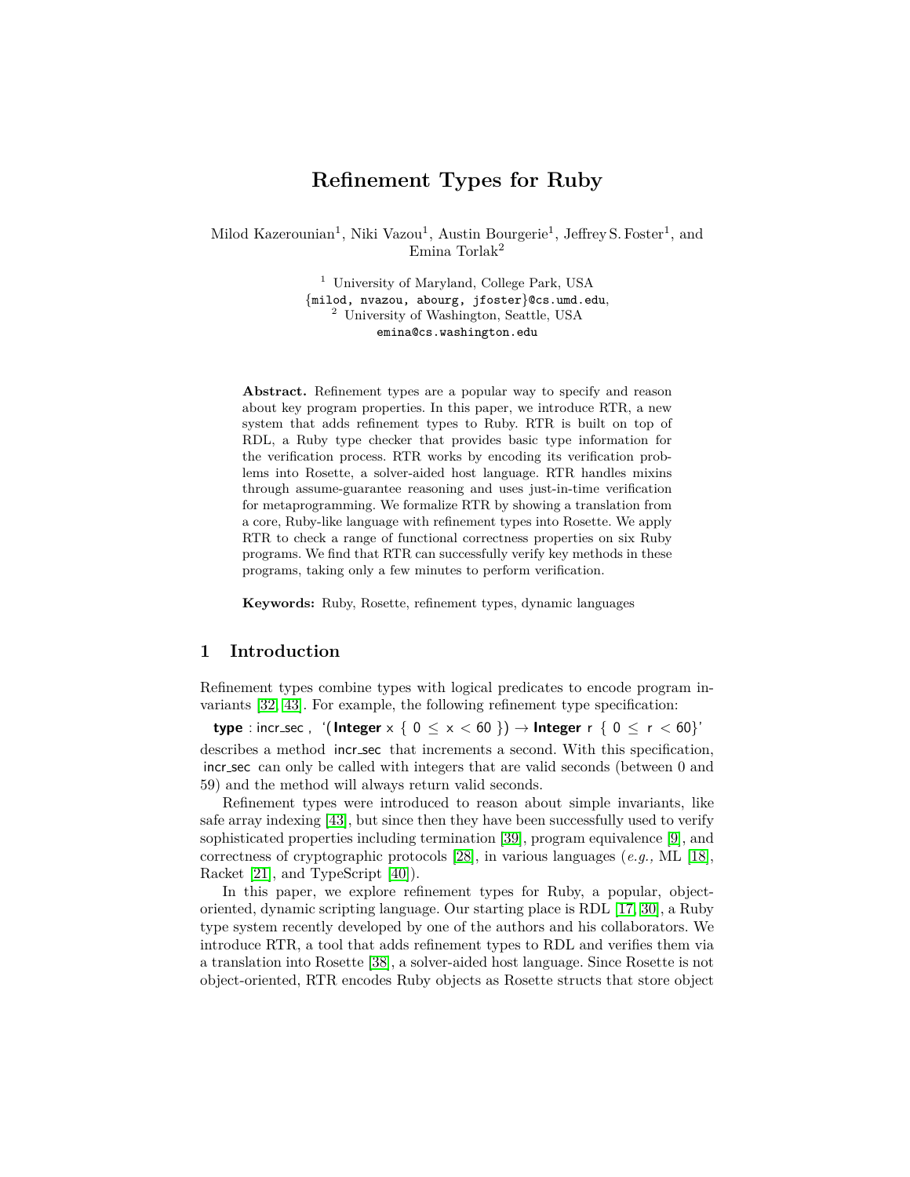# Refinement Types for Ruby

Milod Kazerounian[1], Niki Vazou[1], Austin Bourgerie[1], Jeffrey S. Foster[1], and Emina Torlak[2]

[1] University of Maryland, College Park, USA
{milod, nvazou, abourg, jfoster}@cs.umd.edu,
[2] University of Washington, Seattle, USA
emina@cs.washington.edu

**Abstract.** Refinement types are a popular way to specify and reason about key program properties. In this paper, we introduce RTR, a new system that adds refinement types to Ruby. RTR is built on top of RDL, a Ruby type checker that provides basic type information for the verification process. RTR works by encoding its verification problems into Rosette, a solver-aided host language. RTR handles mixins through assume-guarantee reasoning and uses just-in-time verification for metaprogramming. We formalize RTR by showing a translation from a core, Ruby-like language with refinement types into Rosette. We apply RTR to check a range of functional correctness properties on six Ruby programs. We find that RTR can successfully verify key methods in these programs, taking only a few minutes to perform verification.

**Keywords:** Ruby, Rosette, refinement types, dynamic languages

## 1 Introduction

Refinement types combine types with logical predicates to encode program invariants [32, 43]. For example, the following refinement type specification:

```
type : incr_sec , '(Integer x { 0 ≤ x < 60 }) → Integer r { 0 ≤ r < 60}'
```

describes a method incr_sec that increments a second. With this specification, incr_sec can only be called with integers that are valid seconds (between 0 and 59) and the method will always return valid seconds.

Refinement types were introduced to reason about simple invariants, like safe array indexing [43], but since then they have been successfully used to verify sophisticated properties including termination [39], program equivalence [9], and correctness of cryptographic protocols [28], in various languages (*e.g.,* ML [18], Racket [21], and TypeScript [40]).

In this paper, we explore refinement types for Ruby, a popular, object-oriented, dynamic scripting language. Our starting place is RDL [17, 30], a Ruby type system recently developed by one of the authors and his collaborators. We introduce RTR, a tool that adds refinement types to RDL and verifies them via a translation into Rosette [38], a solver-aided host language. Since Rosette is not object-oriented, RTR encodes Ruby objects as Rosette structs that store object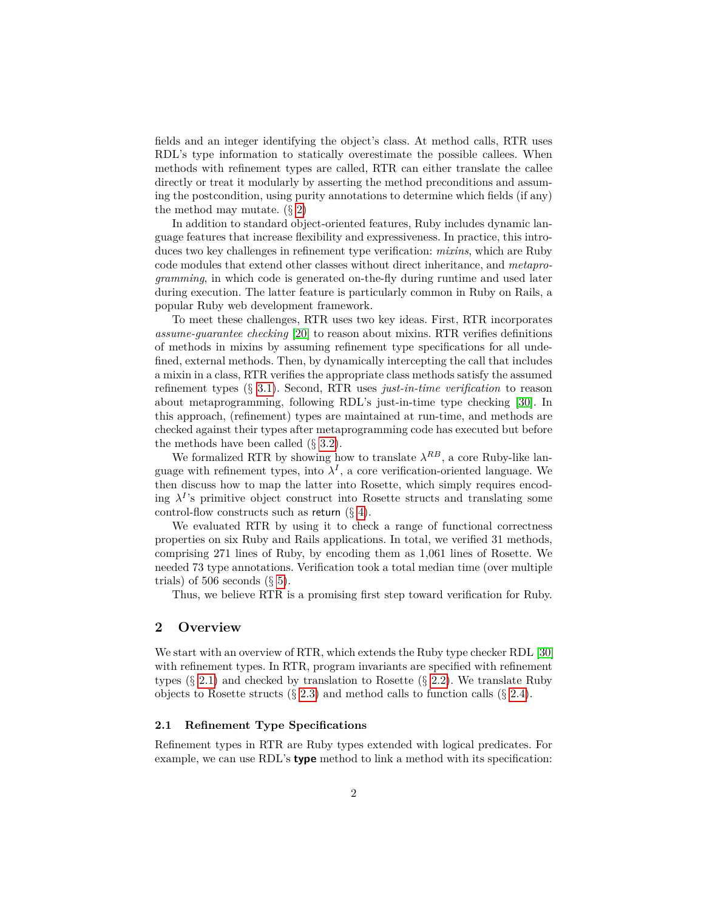fields and an integer identifying the object's class. At method calls, RTR uses RDL's type information to statically overestimate the possible callees. When methods with refinement types are called, RTR can either translate the callee directly or treat it modularly by asserting the method preconditions and assuming the postcondition, using purity annotations to determine which fields (if any) the method may mutate. (§ 2)

In addition to standard object-oriented features, Ruby includes dynamic language features that increase flexibility and expressiveness. In practice, this introduces two key challenges in refinement type verification: *mixins*, which are Ruby code modules that extend other classes without direct inheritance, and *metaprogramming*, in which code is generated on-the-fly during runtime and used later during execution. The latter feature is particularly common in Ruby on Rails, a popular Ruby web development framework.

To meet these challenges, RTR uses two key ideas. First, RTR incorporates *assume-guarantee checking* [20] to reason about mixins. RTR verifies definitions of methods in mixins by assuming refinement type specifications for all undefined, external methods. Then, by dynamically intercepting the call that includes a mixin in a class, RTR verifies the appropriate class methods satisfy the assumed refinement types (§ 3.1). Second, RTR uses *just-in-time verification* to reason about metaprogramming, following RDL's just-in-time type checking [30]. In this approach, (refinement) types are maintained at run-time, and methods are checked against their types after metaprogramming code has executed but before the methods have been called (§ 3.2).

We formalized RTR by showing how to translate $\lambda^{RB}$, a core Ruby-like language with refinement types, into $\lambda^{I}$, a core verification-oriented language. We then discuss how to map the latter into Rosette, which simply requires encoding $\lambda^{I}$'s primitive object construct into Rosette structs and translating some control-flow constructs such as `return` (§ 4).

We evaluated RTR by using it to check a range of functional correctness properties on six Ruby and Rails applications. In total, we verified 31 methods, comprising 271 lines of Ruby, by encoding them as 1,061 lines of Rosette. We needed 73 type annotations. Verification took a total median time (over multiple trials) of 506 seconds (§ 5).

Thus, we believe RTR is a promising first step toward verification for Ruby.

## 2 Overview

We start with an overview of RTR, which extends the Ruby type checker RDL [30] with refinement types. In RTR, program invariants are specified with refinement types (§ 2.1) and checked by translation to Rosette (§ 2.2). We translate Ruby objects to Rosette structs (§ 2.3) and method calls to function calls (§ 2.4).

### 2.1 Refinement Type Specifications

Refinement types in RTR are Ruby types extended with logical predicates. For example, we can use RDL's **type** method to link a method with its specification: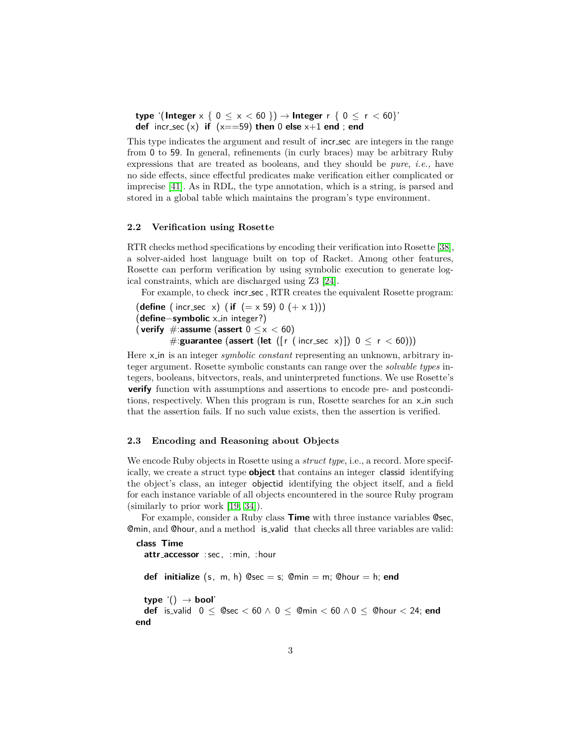```
type '(Integer x { 0 ≤ x < 60 }) → Integer r { 0 ≤ r < 60}'
def incr_sec (x) if (x==59) then 0 else x+1 end ; end
```

This type indicates the argument and result of incr_sec are integers in the range from 0 to 59. In general, refinements (in curly braces) may be arbitrary Ruby expressions that are treated as booleans, and they should be *pure*, *i.e.,* have no side effects, since effectful predicates make verification either complicated or imprecise [41]. As in RDL, the type annotation, which is a string, is parsed and stored in a global table which maintains the program's type environment.

### 2.2 Verification using Rosette

RTR checks method specifications by encoding their verification into Rosette [38], a solver-aided host language built on top of Racket. Among other features, Rosette can perform verification by using symbolic execution to generate logical constraints, which are discharged using Z3 [24].

For example, to check incr_sec, RTR creates the equivalent Rosette program:

```
(define ( incr_sec x) ( if (= x 59) 0 (+ x 1)))
(define−symbolic x_in integer?)
( verify #:assume (assert 0 ≤x < 60)
         #:guarantee (assert (let ([r ( incr_sec x)]) 0 ≤ r < 60)))
```

Here x_in is an integer *symbolic constant* representing an unknown, arbitrary integer argument. Rosette symbolic constants can range over the *solvable types* integers, booleans, bitvectors, reals, and uninterpreted functions. We use Rosette's **verify** function with assumptions and assertions to encode pre- and postconditions, respectively. When this program is run, Rosette searches for an x_in such that the assertion fails. If no such value exists, then the assertion is verified.

### 2.3 Encoding and Reasoning about Objects

We encode Ruby objects in Rosette using a *struct type*, i.e., a record. More specifically, we create a struct type **object** that contains an integer classid identifying the object's class, an integer objectid identifying the object itself, and a field for each instance variable of all objects encountered in the source Ruby program (similarly to prior work [19, 34]).

For example, consider a Ruby class **Time** with three instance variables @sec, @min, and @hour, and a method is_valid that checks all three variables are valid:

```
class Time
  attr_accessor :sec, :min, :hour

  def initialize (s, m, h) @sec = s; @min = m; @hour = h; end

  type '() → bool'
  def is_valid 0 ≤ @sec < 60 ∧ 0 ≤ @min < 60 ∧0 ≤ @hour < 24; end
end
```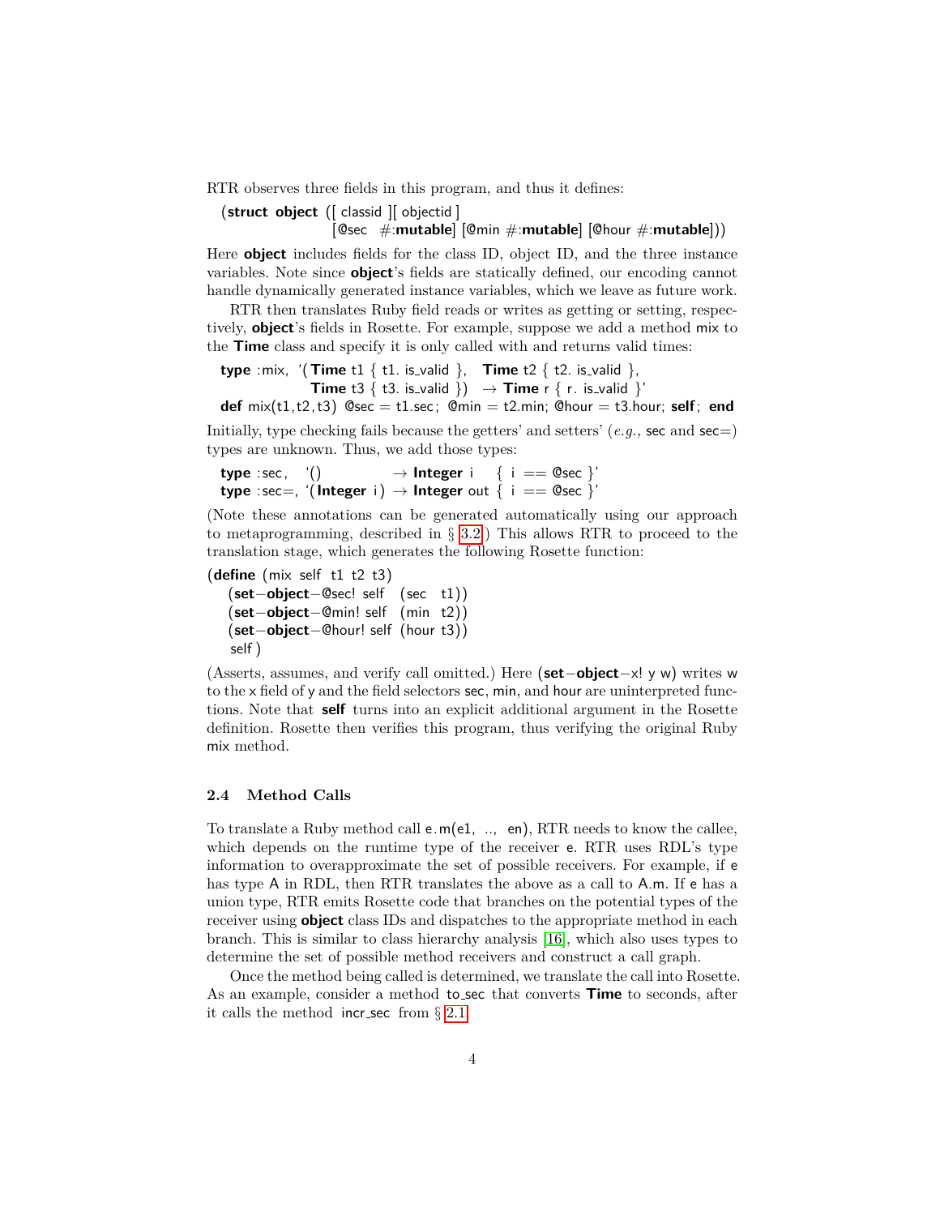RTR observes three fields in this program, and thus it defines:

```
(struct object ([ classid ][ objectid ]
                [@sec #:mutable] [@min #:mutable] [@hour #:mutable]))
```

Here **object** includes fields for the class ID, object ID, and the three instance variables. Note since **object**'s fields are statically defined, our encoding cannot handle dynamically generated instance variables, which we leave as future work.

RTR then translates Ruby field reads or writes as getting or setting, respectively, **object**'s fields in Rosette. For example, suppose we add a method mix to the **Time** class and specify it is only called with and returns valid times:

```
type :mix, '(Time t1 { t1. is_valid },  Time t2 { t2. is_valid },
             Time t3 { t3. is_valid })  → Time r { r. is_valid }'
def mix(t1,t2,t3) @sec = t1.sec; @min = t2.min; @hour = t3.hour; self; end
```

Initially, type checking fails because the getters' and setters' (*e.g.,* sec and sec=) types are unknown. Thus, we add those types:

```
type :sec,  '()            → Integer i   { i == @sec }'
type :sec=, '(Integer i) → Integer out { i == @sec }'
```

(Note these annotations can be generated automatically using our approach to metaprogramming, described in § 3.2.) This allows RTR to proceed to the translation stage, which generates the following Rosette function:

```
(define (mix self t1 t2 t3)
  (set−object−@sec! self  (sec  t1))
  (set−object−@min! self  (min  t2))
  (set−object−@hour! self (hour t3))
  self )
```

(Asserts, assumes, and verify call omitted.) Here (**set**−**object**−x! y w) writes w to the x field of y and the field selectors sec, min, and hour are uninterpreted functions. Note that **self** turns into an explicit additional argument in the Rosette definition. Rosette then verifies this program, thus verifying the original Ruby mix method.

### 2.4 Method Calls

To translate a Ruby method call e.m(e1, .., en), RTR needs to know the callee, which depends on the runtime type of the receiver e. RTR uses RDL's type information to overapproximate the set of possible receivers. For example, if e has type A in RDL, then RTR translates the above as a call to A.m. If e has a union type, RTR emits Rosette code that branches on the potential types of the receiver using **object** class IDs and dispatches to the appropriate method in each branch. This is similar to class hierarchy analysis [16], which also uses types to determine the set of possible method receivers and construct a call graph.

Once the method being called is determined, we translate the call into Rosette. As an example, consider a method to_sec that converts **Time** to seconds, after it calls the method incr_sec from § 2.1.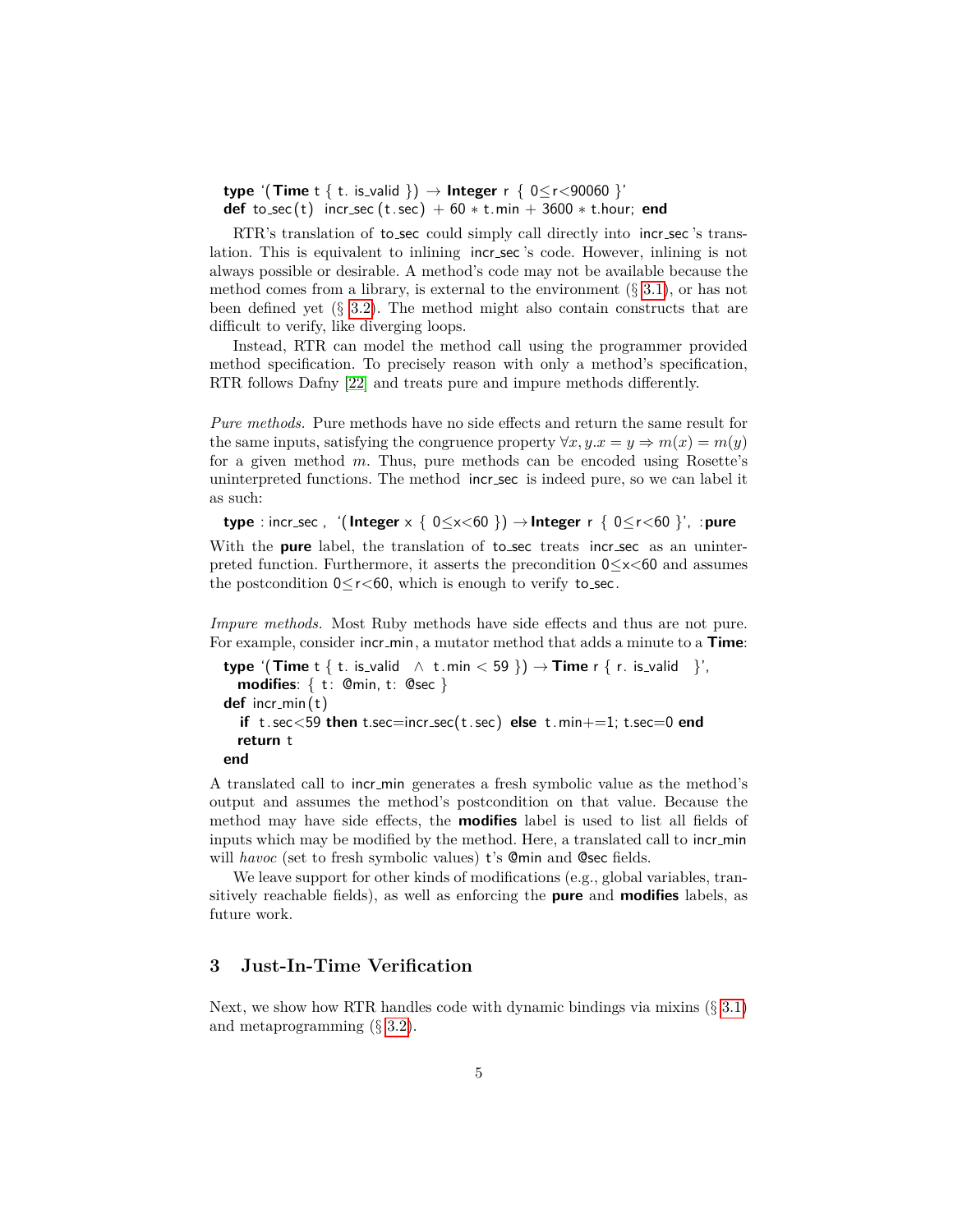```
type '(Time t { t. is_valid }) → Integer r { 0≤r<90060 }'
def to_sec(t) incr_sec (t.sec) + 60 ∗ t.min + 3600 ∗ t.hour; end
```

RTR's translation of to_sec could simply call directly into incr_sec's translation. This is equivalent to inlining incr_sec's code. However, inlining is not always possible or desirable. A method's code may not be available because the method comes from a library, is external to the environment (§ 3.1), or has not been defined yet (§ 3.2). The method might also contain constructs that are difficult to verify, like diverging loops.

Instead, RTR can model the method call using the programmer provided method specification. To precisely reason with only a method's specification, RTR follows Dafny [22] and treats pure and impure methods differently.

*Pure methods.* Pure methods have no side effects and return the same result for the same inputs, satisfying the congruence property $\forall x, y. x = y \Rightarrow m(x) = m(y)$ for a given method $m$. Thus, pure methods can be encoded using Rosette's uninterpreted functions. The method incr_sec is indeed pure, so we can label it as such:

```
type :incr_sec, '(Integer x { 0≤x<60 }) → Integer r { 0≤r<60 }', :pure
```

With the **pure** label, the translation of to_sec treats incr_sec as an uninterpreted function. Furthermore, it asserts the precondition 0≤x<60 and assumes the postcondition 0≤r<60, which is enough to verify to_sec.

*Impure methods.* Most Ruby methods have side effects and thus are not pure. For example, consider incr_min, a mutator method that adds a minute to a **Time**:

```
type '(Time t { t. is_valid ∧ t.min < 59 }) → Time r { r. is_valid }',
  modifies: { t: @min, t: @sec }
def incr_min(t)
  if t.sec<59 then t.sec=incr_sec(t.sec) else t.min+=1; t.sec=0 end
  return t
end
```

A translated call to incr_min generates a fresh symbolic value as the method's output and assumes the method's postcondition on that value. Because the method may have side effects, the **modifies** label is used to list all fields of inputs which may be modified by the method. Here, a translated call to incr_min will *havoc* (set to fresh symbolic values) t's @min and @sec fields.

We leave support for other kinds of modifications (e.g., global variables, transitively reachable fields), as well as enforcing the **pure** and **modifies** labels, as future work.

## 3 Just-In-Time Verification

Next, we show how RTR handles code with dynamic bindings via mixins (§ 3.1) and metaprogramming (§ 3.2).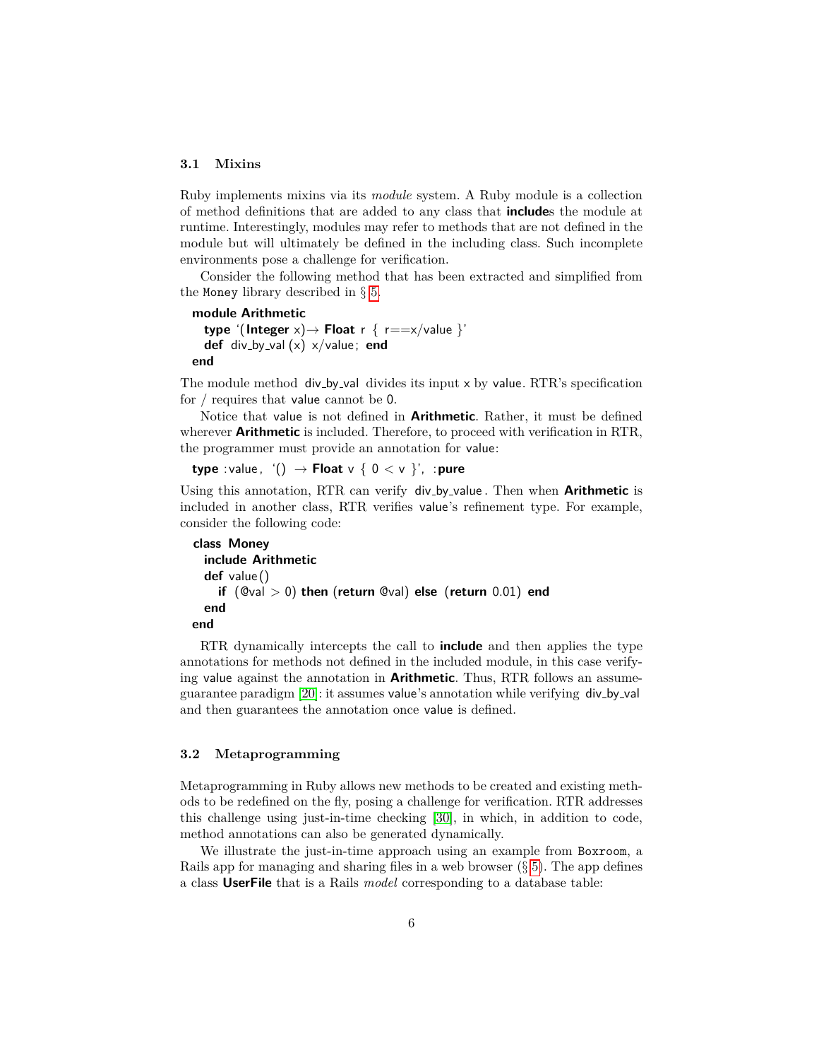### 3.1 Mixins

Ruby implements mixins via its *module* system. A Ruby module is a collection of method definitions that are added to any class that **include**s the module at runtime. Interestingly, modules may refer to methods that are not defined in the module but will ultimately be defined in the including class. Such incomplete environments pose a challenge for verification.

Consider the following method that has been extracted and simplified from the Money library described in § 5.

```
module Arithmetic
  type '(Integer x)→ Float r { r==x/value }'
  def div_by_val (x) x/value; end
end
```

The module method div_by_val divides its input x by value. RTR's specification for / requires that value cannot be 0.

Notice that value is not defined in **Arithmetic**. Rather, it must be defined wherever **Arithmetic** is included. Therefore, to proceed with verification in RTR, the programmer must provide an annotation for value:

```
type :value, '() → Float v { 0 < v }', :pure
```

Using this annotation, RTR can verify div_by_value. Then when **Arithmetic** is included in another class, RTR verifies value's refinement type. For example, consider the following code:

```
class Money
  include Arithmetic
  def value()
    if (@val > 0) then (return @val) else (return 0.01) end
  end
end
```

RTR dynamically intercepts the call to **include** and then applies the type annotations for methods not defined in the included module, in this case verifying value against the annotation in **Arithmetic**. Thus, RTR follows an assume-guarantee paradigm [20]: it assumes value's annotation while verifying div_by_val and then guarantees the annotation once value is defined.

### 3.2 Metaprogramming

Metaprogramming in Ruby allows new methods to be created and existing methods to be redefined on the fly, posing a challenge for verification. RTR addresses this challenge using just-in-time checking [30], in which, in addition to code, method annotations can also be generated dynamically.

We illustrate the just-in-time approach using an example from Boxroom, a Rails app for managing and sharing files in a web browser (§ 5). The app defines a class **UserFile** that is a Rails *model* corresponding to a database table: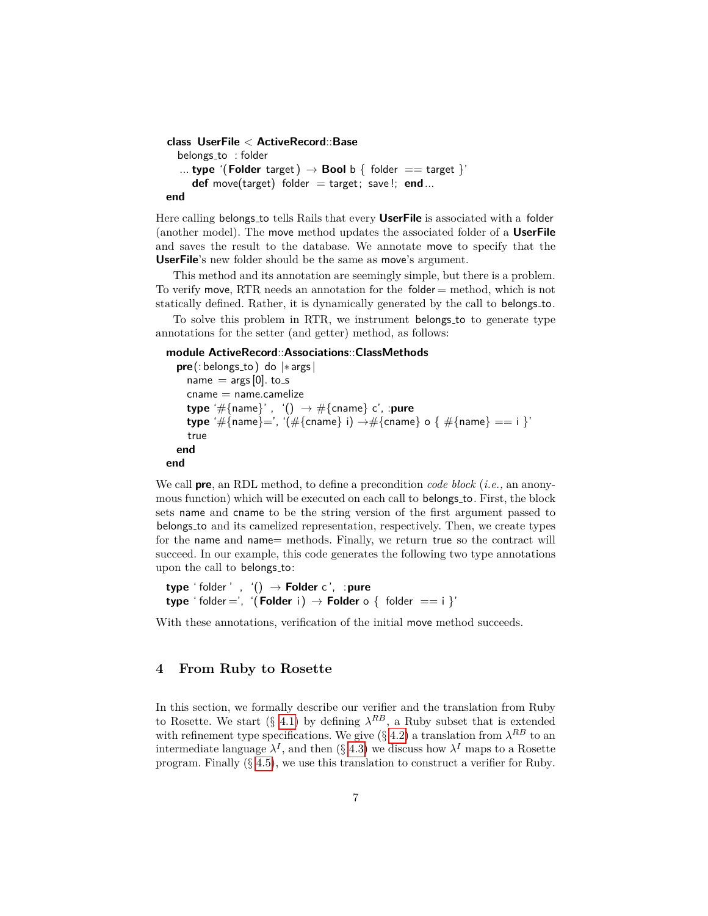```
class UserFile < ActiveRecord::Base
  belongs_to :folder
  ... type '(Folder target) → Bool b { folder == target }'
    def move(target) folder = target; save!; end...
end
```

Here calling belongs_to tells Rails that every **UserFile** is associated with a folder (another model). The move method updates the associated folder of a **UserFile** and saves the result to the database. We annotate move to specify that the **UserFile**'s new folder should be the same as move's argument.

This method and its annotation are seemingly simple, but there is a problem. To verify move, RTR needs an annotation for the folder= method, which is not statically defined. Rather, it is dynamically generated by the call to belongs_to.

To solve this problem in RTR, we instrument belongs_to to generate type annotations for the setter (and getter) method, as follows:

```
module ActiveRecord::Associations::ClassMethods
  pre(:belongs_to) do |*args|
    name = args[0].to_s
    cname = name.camelize
    type '#{name}', '() → #{cname} c', :pure
    type '#{name}=', '(#{cname} i) →#{cname} o { #{name} == i }'
    true
  end
end
```

We call **pre**, an RDL method, to define a precondition *code block* (*i.e.,* an anonymous function) which will be executed on each call to belongs_to. First, the block sets name and cname to be the string version of the first argument passed to belongs_to and its camelized representation, respectively. Then, we create types for the name and name= methods. Finally, we return true so the contract will succeed. In our example, this code generates the following two type annotations upon the call to belongs_to:

```
type 'folder', '() → Folder c', :pure
type 'folder=', '(Folder i) → Folder o { folder == i }'
```

With these annotations, verification of the initial move method succeeds.

## 4 From Ruby to Rosette

In this section, we formally describe our verifier and the translation from Ruby to Rosette. We start (§ 4.1) by defining $\lambda^{RB}$, a Ruby subset that is extended with refinement type specifications. We give (§ 4.2) a translation from $\lambda^{RB}$ to an intermediate language $\lambda^{I}$, and then (§ 4.3) we discuss how $\lambda^{I}$ maps to a Rosette program. Finally (§ 4.5), we use this translation to construct a verifier for Ruby.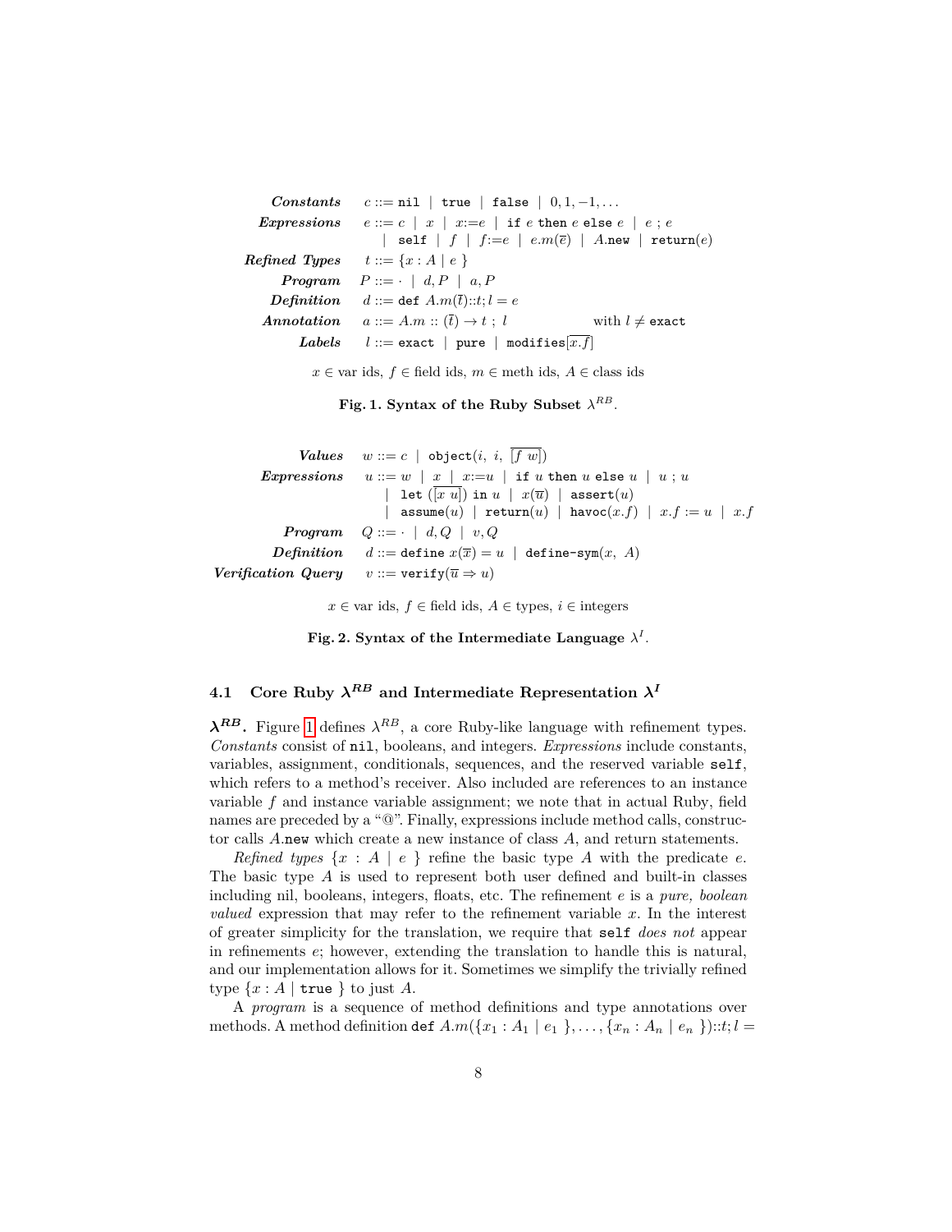$$
\begin{array}{rll}
\textit{Constants} & c ::= \texttt{nil} \mid \texttt{true} \mid \texttt{false} \mid 0, 1, -1, \ldots & \\
\textit{Expressions} & e ::= c \mid x \mid x{:=}e \mid \texttt{if}\ e\ \texttt{then}\ e\ \texttt{else}\ e \mid e\ ;\ e & \\
& \quad \mid \texttt{self} \mid f \mid f{:=}e \mid e.m(\overline{e}) \mid A.\texttt{new} \mid \texttt{return}(e) & \\
\textit{Refined Types} & t ::= \{x : A \mid e\ \} & \\
\textit{Program} & P ::= \cdot \mid d, P \mid a, P & \\
\textit{Definition} & d ::= \texttt{def}\ A.m(\overline{t}){::}t; l = e & \\
\textit{Annotation} & a ::= A.m :: (\overline{t}) \rightarrow t\ ;\ l & \text{with } l \neq \texttt{exact} \\
\textit{Labels} & l ::= \texttt{exact} \mid \texttt{pure} \mid \texttt{modifies}[\overline{x.f}] &
\end{array}
$$

$x \in$ var ids, $f \in$ field ids, $m \in$ meth ids, $A \in$ class ids

**Fig. 1. Syntax of the Ruby Subset $\lambda^{RB}$.**

$$
\begin{array}{rl}
\textit{Values} & w ::= c \mid \texttt{object}(i,\ i,\ \overline{[f\ w]}) \\
\textit{Expressions} & u ::= w \mid x \mid x{:=}u \mid \texttt{if}\ u\ \texttt{then}\ u\ \texttt{else}\ u \mid u\ ;\ u \\
& \quad \mid \texttt{let}\ (\overline{[x\ u]})\ \texttt{in}\ u \mid x(\overline{u}) \mid \texttt{assert}(u) \\
& \quad \mid \texttt{assume}(u) \mid \texttt{return}(u) \mid \texttt{havoc}(x.f) \mid x.f := u \mid x.f \\
\textit{Program} & Q ::= \cdot \mid d, Q \mid v, Q \\
\textit{Definition} & d ::= \texttt{define}\ x(\overline{x}) = u \mid \texttt{define-sym}(x,\ A) \\
\textit{Verification Query} & v ::= \texttt{verify}(\overline{u} \Rightarrow u)
\end{array}
$$

$x \in$ var ids, $f \in$ field ids, $A \in$ types, $i \in$ integers

**Fig. 2. Syntax of the Intermediate Language $\lambda^{I}$.**

### 4.1 Core Ruby $\lambda^{RB}$ and Intermediate Representation $\lambda^{I}$

**$\lambda^{RB}$.** Figure 1 defines $\lambda^{RB}$, a core Ruby-like language with refinement types. *Constants* consist of `nil`, booleans, and integers. *Expressions* include constants, variables, assignment, conditionals, sequences, and the reserved variable `self`, which refers to a method's receiver. Also included are references to an instance variable $f$ and instance variable assignment; we note that in actual Ruby, field names are preceded by a "@". Finally, expressions include method calls, constructor calls $A$.`new` which create a new instance of class $A$, and return statements.

*Refined types* $\{x : A \mid e\ \}$ refine the basic type $A$ with the predicate $e$. The basic type $A$ is used to represent both user defined and built-in classes including nil, booleans, integers, floats, etc. The refinement $e$ is a *pure, boolean valued* expression that may refer to the refinement variable $x$. In the interest of greater simplicity for the translation, we require that `self` *does not* appear in refinements $e$; however, extending the translation to handle this is natural, and our implementation allows for it. Sometimes we simplify the trivially refined type $\{x : A \mid \texttt{true}\ \}$ to just $A$.

A *program* is a sequence of method definitions and type annotations over methods. A method definition $\texttt{def}\ A.m(\{x_1 : A_1 \mid e_1\ \}, \ldots, \{x_n : A_n \mid e_n\ \}){::}t; l =$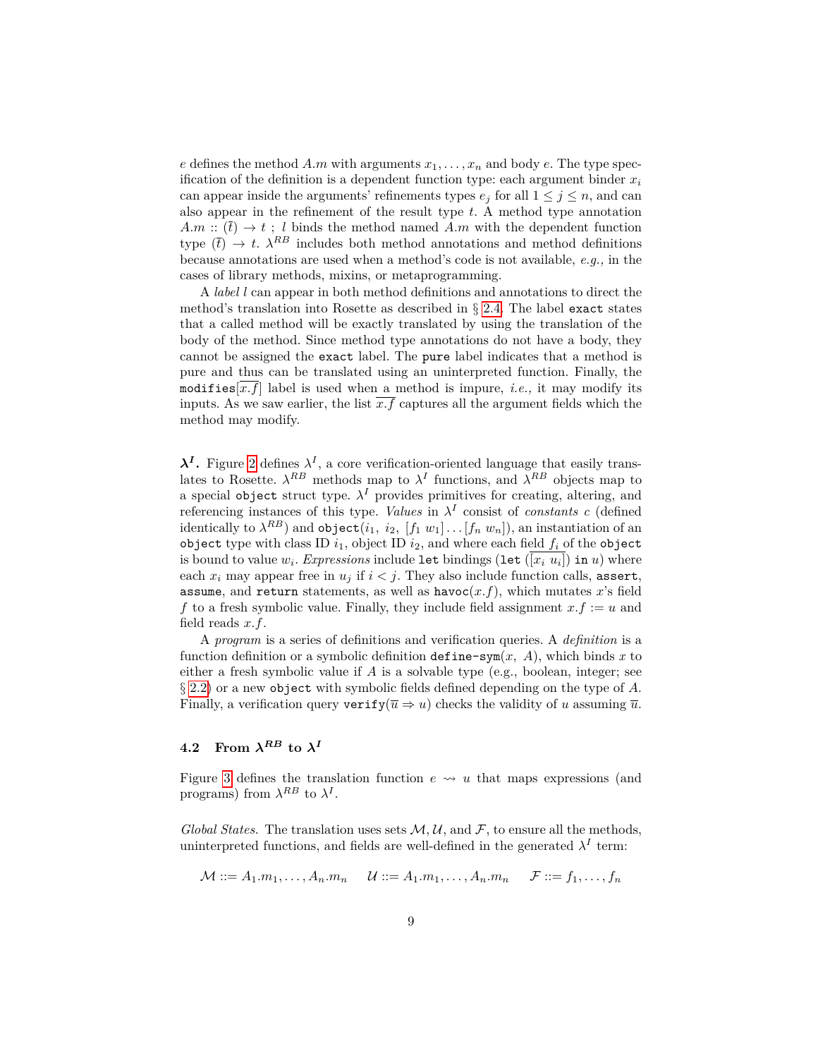$e$ defines the method $A.m$ with arguments $x_1, \ldots, x_n$ and body $e$. The type specification of the definition is a dependent function type: each argument binder $x_i$ can appear inside the arguments' refinements types $e_j$ for all $1 \leq j \leq n$, and can also appear in the refinement of the result type $t$. A method type annotation $A.m :: (\bar{t}) \to t \;;\; l$ binds the method named $A.m$ with the dependent function type $(\bar{t}) \to t$. $\lambda^{RB}$ includes both method annotations and method definitions because annotations are used when a method's code is not available, *e.g.,* in the cases of library methods, mixins, or metaprogramming.

A *label* $l$ can appear in both method definitions and annotations to direct the method's translation into Rosette as described in § 2.4. The label `exact` states that a called method will be exactly translated by using the translation of the body of the method. Since method type annotations do not have a body, they cannot be assigned the `exact` label. The `pure` label indicates that a method is pure and thus can be translated using an uninterpreted function. Finally, the `modifies`$[\overline{x.f}]$ label is used when a method is impure, *i.e.,* it may modify its inputs. As we saw earlier, the list $\overline{x.f}$ captures all the argument fields which the method may modify.

**$\lambda^I$.** Figure 2 defines $\lambda^I$, a core verification-oriented language that easily translates to Rosette. $\lambda^{RB}$ methods map to $\lambda^I$ functions, and $\lambda^{RB}$ objects map to a special `object` struct type. $\lambda^I$ provides primitives for creating, altering, and referencing instances of this type. *Values* in $\lambda^I$ consist of *constants* $c$ (defined identically to $\lambda^{RB}$) and `object`$(i_1,\ i_2,\ [f_1\ w_1] \ldots [f_n\ w_n])$, an instantiation of an `object` type with class ID $i_1$, object ID $i_2$, and where each field $f_i$ of the `object` is bound to value $w_i$. *Expressions* include `let` bindings (`let` $(\overline{[x_i\ u_i]})$ `in` $u$) where each $x_i$ may appear free in $u_j$ if $i < j$. They also include function calls, `assert`, `assume`, and `return` statements, as well as `havoc`$(x.f)$, which mutates $x$'s field $f$ to a fresh symbolic value. Finally, they include field assignment $x.f := u$ and field reads $x.f$.

A *program* is a series of definitions and verification queries. A *definition* is a function definition or a symbolic definition `define-sym`$(x,\ A)$, which binds $x$ to either a fresh symbolic value if $A$ is a solvable type (e.g., boolean, integer; see § 2.2) or a new `object` with symbolic fields defined depending on the type of $A$. Finally, a verification query `verify`$(\overline{u} \Rightarrow u)$ checks the validity of $u$ assuming $\overline{u}$.

### 4.2 From $\lambda^{RB}$ to $\lambda^I$

Figure 3 defines the translation function $e \rightsquigarrow u$ that maps expressions (and programs) from $\lambda^{RB}$ to $\lambda^I$.

*Global States.* The translation uses sets $\mathcal{M}, \mathcal{U}$, and $\mathcal{F}$, to ensure all the methods, uninterpreted functions, and fields are well-defined in the generated $\lambda^I$ term:

$$\mathcal{M} ::= A_1.m_1, \ldots, A_n.m_n \quad \mathcal{U} ::= A_1.m_1, \ldots, A_n.m_n \quad \mathcal{F} ::= f_1, \ldots, f_n$$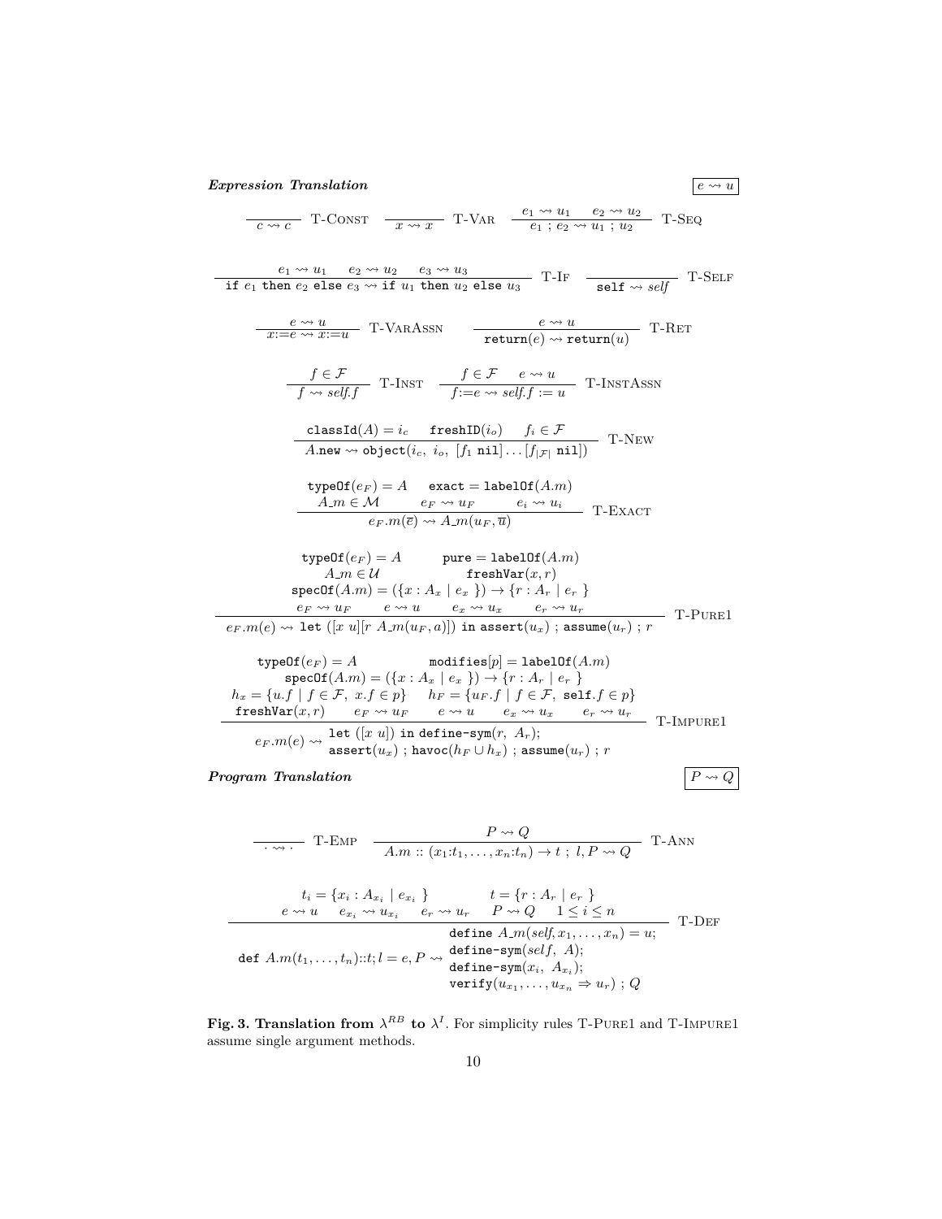***Expression Translation*** $\boxed{e \rightsquigarrow u}$

$$\frac{}{c \rightsquigarrow c}\ \text{T-Const} \qquad \frac{}{x \rightsquigarrow x}\ \text{T-Var} \qquad \frac{e_1 \rightsquigarrow u_1 \quad e_2 \rightsquigarrow u_2}{e_1\ ;\ e_2 \rightsquigarrow u_1\ ;\ u_2}\ \text{T-Seq}$$

$$\frac{e_1 \rightsquigarrow u_1 \quad e_2 \rightsquigarrow u_2 \quad e_3 \rightsquigarrow u_3}{\texttt{if}\ e_1\ \texttt{then}\ e_2\ \texttt{else}\ e_3 \rightsquigarrow \texttt{if}\ u_1\ \texttt{then}\ u_2\ \texttt{else}\ u_3}\ \text{T-If} \qquad \frac{}{\texttt{self} \rightsquigarrow \mathit{self}}\ \text{T-Self}$$

$$\frac{e \rightsquigarrow u}{x{:=}e \rightsquigarrow x{:=}u}\ \text{T-VarAssn} \qquad \frac{e \rightsquigarrow u}{\texttt{return}(e) \rightsquigarrow \texttt{return}(u)}\ \text{T-Ret}$$

$$\frac{f \in \mathcal{F}}{f \rightsquigarrow \mathit{self.f}}\ \text{T-Inst} \qquad \frac{f \in \mathcal{F} \quad e \rightsquigarrow u}{f{:=}e \rightsquigarrow \mathit{self.f} := u}\ \text{T-InstAssn}$$

$$\frac{\texttt{classId}(A) = i_c \quad \texttt{freshID}(i_o) \quad f_i \in \mathcal{F}}{A.\texttt{new} \rightsquigarrow \texttt{object}(i_c,\ i_o,\ [f_1\ \texttt{nil}] \ldots [f_{|\mathcal{F}|}\ \texttt{nil}])}\ \text{T-New}$$

$$\frac{\begin{array}{c}\texttt{typeOf}(e_F) = A \quad \texttt{exact} = \texttt{labelOf}(A.m) \\ A\_m \in \mathcal{M} \qquad e_F \rightsquigarrow u_F \qquad e_i \rightsquigarrow u_i\end{array}}{e_F.m(\overline{e}) \rightsquigarrow A\_m(u_F, \overline{u})}\ \text{T-Exact}$$

$$\frac{\begin{array}{c}\texttt{typeOf}(e_F) = A \qquad \texttt{pure} = \texttt{labelOf}(A.m) \\ A\_m \in \mathcal{U} \qquad \texttt{freshVar}(x, r) \\ \texttt{specOf}(A.m) = (\{x : A_x \mid e_x\}) \to \{r : A_r \mid e_r\} \\ e_F \rightsquigarrow u_F \qquad e \rightsquigarrow u \qquad e_x \rightsquigarrow u_x \qquad e_r \rightsquigarrow u_r\end{array}}{e_F.m(e) \rightsquigarrow \texttt{let}\ ([x\ u][r\ A\_m(u_F, a)])\ \texttt{in}\ \texttt{assert}(u_x)\ ;\ \texttt{assume}(u_r)\ ;\ r}\ \text{T-Pure1}$$

$$\frac{\begin{array}{c}\texttt{typeOf}(e_F) = A \qquad \texttt{modifies}[p] = \texttt{labelOf}(A.m) \\ \texttt{specOf}(A.m) = (\{x : A_x \mid e_x\}) \to \{r : A_r \mid e_r\} \\ h_x = \{u.f \mid f \in \mathcal{F},\ x.f \in p\} \quad h_F = \{u_F.f \mid f \in \mathcal{F},\ \texttt{self}.f \in p\} \\ \texttt{freshVar}(x, r) \quad e_F \rightsquigarrow u_F \quad e \rightsquigarrow u \quad e_x \rightsquigarrow u_x \quad e_r \rightsquigarrow u_r\end{array}}{e_F.m(e) \rightsquigarrow \begin{array}{l}\texttt{let}\ ([x\ u])\ \texttt{in define-sym}(r,\ A_r); \\ \texttt{assert}(u_x)\ ;\ \texttt{havoc}(h_F \cup h_x)\ ;\ \texttt{assume}(u_r)\ ;\ r\end{array}}\ \text{T-Impure1}$$

***Program Translation*** $\boxed{P \rightsquigarrow Q}$

$$\frac{}{\cdot \rightsquigarrow \cdot}\ \text{T-Emp} \qquad \frac{P \rightsquigarrow Q}{A.m :: (x_1{:}t_1, \ldots, x_n{:}t_n) \to t\ ;\ l, P \rightsquigarrow Q}\ \text{T-Ann}$$

$$\frac{\begin{array}{c}t_i = \{x_i : A_{x_i} \mid e_{x_i}\} \qquad t = \{r : A_r \mid e_r\} \\ e \rightsquigarrow u \quad e_{x_i} \rightsquigarrow u_{x_i} \quad e_r \rightsquigarrow u_r \quad P \rightsquigarrow Q \quad 1 \le i \le n\end{array}}{\texttt{def}\ A.m(t_1, \ldots, t_n){::}t; l = e, P \rightsquigarrow \begin{array}{l}\texttt{define}\ A\_m(\mathit{self}, x_1, \ldots, x_n) = u; \\ \texttt{define-sym}(\mathit{self},\ A); \\ \texttt{define-sym}(x_i,\ A_{x_i}); \\ \texttt{verify}(u_{x_1}, \ldots, u_{x_n} \Rightarrow u_r)\ ;\ Q\end{array}}\ \text{T-Def}$$

**Fig. 3. Translation from $\lambda^{RB}$ to $\lambda^{I}$.** For simplicity rules T-Pure1 and T-Impure1 assume single argument methods.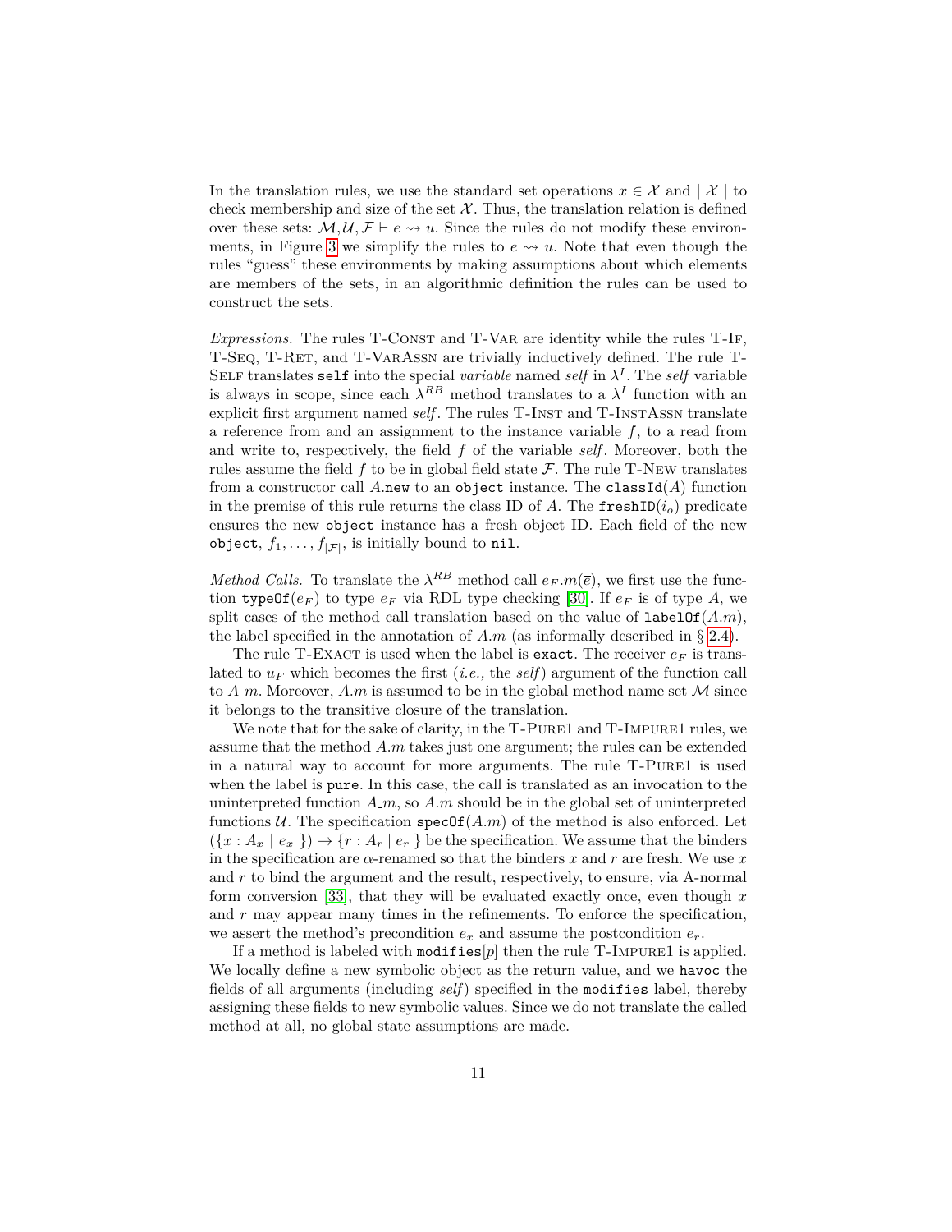In the translation rules, we use the standard set operations $x \in \mathcal{X}$ and $\mid \mathcal{X} \mid$ to check membership and size of the set $\mathcal{X}$. Thus, the translation relation is defined over these sets: $\mathcal{M}, \mathcal{U}, \mathcal{F} \vdash e \rightsquigarrow u$. Since the rules do not modify these environments, in Figure 3 we simplify the rules to $e \rightsquigarrow u$. Note that even though the rules "guess" these environments by making assumptions about which elements are members of the sets, in an algorithmic definition the rules can be used to construct the sets.

*Expressions.* The rules T-Const and T-Var are identity while the rules T-If, T-Seq, T-Ret, and T-VarAssn are trivially inductively defined. The rule T-Self translates `self` into the special *variable* named *self* in $\lambda^I$. The *self* variable is always in scope, since each $\lambda^{RB}$ method translates to a $\lambda^I$ function with an explicit first argument named *self*. The rules T-Inst and T-InstAssn translate a reference from and an assignment to the instance variable $f$, to a read from and write to, respectively, the field $f$ of the variable *self*. Moreover, both the rules assume the field $f$ to be in global field state $\mathcal{F}$. The rule T-New translates from a constructor call $A$.`new` to an `object` instance. The `classId`($A$) function in the premise of this rule returns the class ID of $A$. The `freshID`($i_o$) predicate ensures the new `object` instance has a fresh object ID. Each field of the new `object`, $f_1, \ldots, f_{|\mathcal{F}|}$, is initially bound to `nil`.

*Method Calls.* To translate the $\lambda^{RB}$ method call $e_F.m(\overline{e})$, we first use the function `typeOf`($e_F$) to type $e_F$ via RDL type checking [30]. If $e_F$ is of type $A$, we split cases of the method call translation based on the value of `labelOf`($A.m$), the label specified in the annotation of $A.m$ (as informally described in § 2.4).

The rule T-Exact is used when the label is `exact`. The receiver $e_F$ is translated to $u_F$ which becomes the first (*i.e.,* the *self*) argument of the function call to $A\_m$. Moreover, $A.m$ is assumed to be in the global method name set $\mathcal{M}$ since it belongs to the transitive closure of the translation.

We note that for the sake of clarity, in the T-Pure1 and T-Impure1 rules, we assume that the method $A.m$ takes just one argument; the rules can be extended in a natural way to account for more arguments. The rule T-Pure1 is used when the label is `pure`. In this case, the call is translated as an invocation to the uninterpreted function $A\_m$, so $A.m$ should be in the global set of uninterpreted functions $\mathcal{U}$. The specification `specOf`($A.m$) of the method is also enforced. Let $(\{x : A_x \mid e_x\}) \rightarrow \{r : A_r \mid e_r\}$ be the specification. We assume that the binders in the specification are $\alpha$-renamed so that the binders $x$ and $r$ are fresh. We use $x$ and $r$ to bind the argument and the result, respectively, to ensure, via A-normal form conversion [33], that they will be evaluated exactly once, even though $x$ and $r$ may appear many times in the refinements. To enforce the specification, we assert the method's precondition $e_x$ and assume the postcondition $e_r$.

If a method is labeled with `modifies`[$p$] then the rule T-Impure1 is applied. We locally define a new symbolic object as the return value, and we `havoc` the fields of all arguments (including *self*) specified in the `modifies` label, thereby assigning these fields to new symbolic values. Since we do not translate the called method at all, no global state assumptions are made.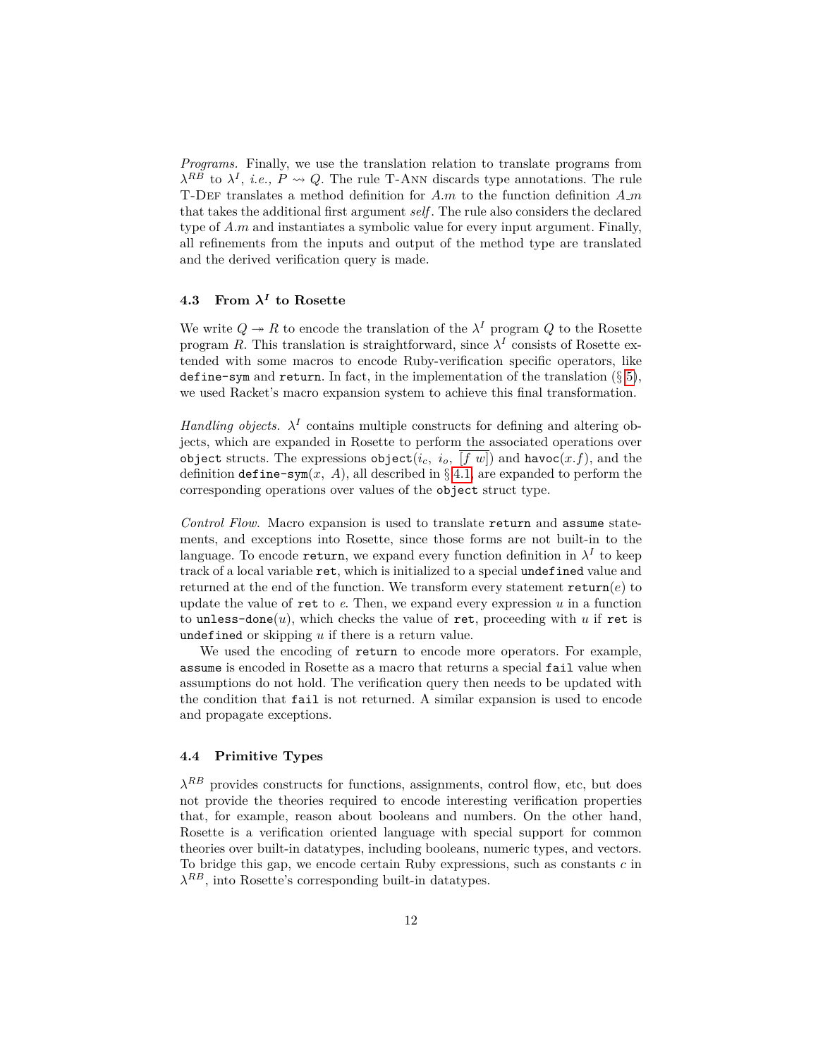*Programs.* Finally, we use the translation relation to translate programs from $\lambda^{RB}$ to $\lambda^{I}$, *i.e.,* $P \rightsquigarrow Q$. The rule T-Ann discards type annotations. The rule T-Def translates a method definition for $A.m$ to the function definition $A\_m$ that takes the additional first argument *self*. The rule also considers the declared type of $A.m$ and instantiates a symbolic value for every input argument. Finally, all refinements from the inputs and output of the method type are translated and the derived verification query is made.

### 4.3 From $\lambda^{I}$ to Rosette

We write $Q \twoheadrightarrow R$ to encode the translation of the $\lambda^{I}$ program $Q$ to the Rosette program $R$. This translation is straightforward, since $\lambda^{I}$ consists of Rosette extended with some macros to encode Ruby-verification specific operators, like `define-sym` and `return`. In fact, in the implementation of the translation (§ 5), we used Racket's macro expansion system to achieve this final transformation.

*Handling objects.* $\lambda^{I}$ contains multiple constructs for defining and altering objects, which are expanded in Rosette to perform the associated operations over `object` structs. The expressions `object`$(i_c,\ i_o,\ \overline{[f\ w]})$ and `havoc`$(x.f)$, and the definition `define-sym`$(x,\ A)$, all described in § 4.1, are expanded to perform the corresponding operations over values of the `object` struct type.

*Control Flow.* Macro expansion is used to translate `return` and `assume` statements, and exceptions into Rosette, since those forms are not built-in to the language. To encode `return`, we expand every function definition in $\lambda^{I}$ to keep track of a local variable `ret`, which is initialized to a special `undefined` value and returned at the end of the function. We transform every statement `return`$(e)$ to update the value of `ret` to $e$. Then, we expand every expression $u$ in a function to `unless-done`$(u)$, which checks the value of `ret`, proceeding with $u$ if `ret` is `undefined` or skipping $u$ if there is a return value.

We used the encoding of `return` to encode more operators. For example, `assume` is encoded in Rosette as a macro that returns a special `fail` value when assumptions do not hold. The verification query then needs to be updated with the condition that `fail` is not returned. A similar expansion is used to encode and propagate exceptions.

### 4.4 Primitive Types

$\lambda^{RB}$ provides constructs for functions, assignments, control flow, etc, but does not provide the theories required to encode interesting verification properties that, for example, reason about booleans and numbers. On the other hand, Rosette is a verification oriented language with special support for common theories over built-in datatypes, including booleans, numeric types, and vectors. To bridge this gap, we encode certain Ruby expressions, such as constants $c$ in $\lambda^{RB}$, into Rosette's corresponding built-in datatypes.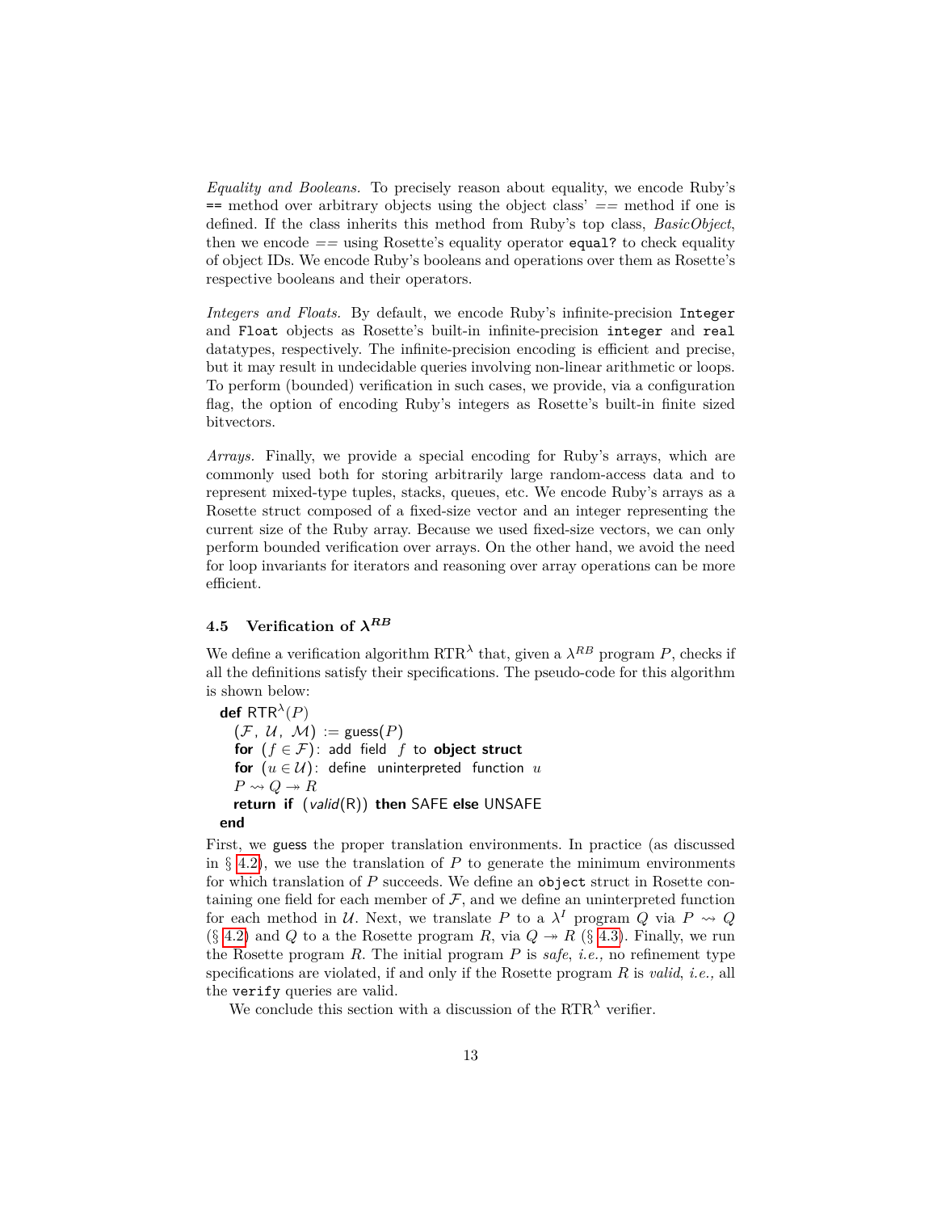*Equality and Booleans.* To precisely reason about equality, we encode Ruby's `==` method over arbitrary objects using the object class' $==$ method if one is defined. If the class inherits this method from Ruby's top class, *BasicObject*, then we encode $==$ using Rosette's equality operator `equal?` to check equality of object IDs. We encode Ruby's booleans and operations over them as Rosette's respective booleans and their operators.

*Integers and Floats.* By default, we encode Ruby's infinite-precision `Integer` and `Float` objects as Rosette's built-in infinite-precision `integer` and `real` datatypes, respectively. The infinite-precision encoding is efficient and precise, but it may result in undecidable queries involving non-linear arithmetic or loops. To perform (bounded) verification in such cases, we provide, via a configuration flag, the option of encoding Ruby's integers as Rosette's built-in finite sized bitvectors.

*Arrays.* Finally, we provide a special encoding for Ruby's arrays, which are commonly used both for storing arbitrarily large random-access data and to represent mixed-type tuples, stacks, queues, etc. We encode Ruby's arrays as a Rosette struct composed of a fixed-size vector and an integer representing the current size of the Ruby array. Because we used fixed-size vectors, we can only perform bounded verification over arrays. On the other hand, we avoid the need for loop invariants for iterators and reasoning over array operations can be more efficient.

### 4.5 Verification of $\lambda^{RB}$

We define a verification algorithm RTR$^\lambda$ that, given a $\lambda^{RB}$ program $P$, checks if all the definitions satisfy their specifications. The pseudo-code for this algorithm is shown below:

**def** $\mathsf{RTR}^\lambda(P)$
  $(\mathcal{F},\ \mathcal{U},\ \mathcal{M})$ := $\mathsf{guess}(P)$
  **for** $(f \in \mathcal{F})$: add field $f$ to **object struct**
  **for** $(u \in \mathcal{U})$: define uninterpreted function $u$
  $P \rightsquigarrow Q \twoheadrightarrow R$
  **return if** (*valid*(R)) **then** SAFE **else** UNSAFE
**end**

First, we guess the proper translation environments. In practice (as discussed in § 4.2), we use the translation of $P$ to generate the minimum environments for which translation of $P$ succeeds. We define an `object` struct in Rosette containing one field for each member of $\mathcal{F}$, and we define an uninterpreted function for each method in $\mathcal{U}$. Next, we translate $P$ to a $\lambda^I$ program $Q$ via $P \rightsquigarrow Q$ (§ 4.2) and $Q$ to a the Rosette program $R$, via $Q \twoheadrightarrow R$ (§ 4.3). Finally, we run the Rosette program $R$. The initial program $P$ is *safe*, *i.e.,* no refinement type specifications are violated, if and only if the Rosette program $R$ is *valid*, *i.e.,* all the `verify` queries are valid.

We conclude this section with a discussion of the RTR$^\lambda$ verifier.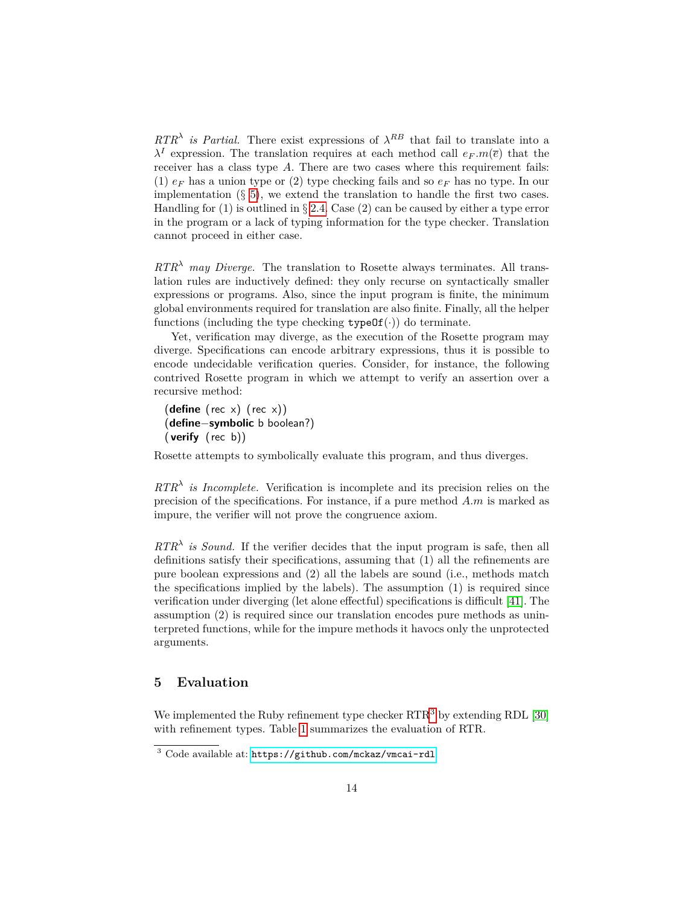*$RTR^\lambda$ is Partial.* There exist expressions of $\lambda^{RB}$ that fail to translate into a $\lambda^I$ expression. The translation requires at each method call $e_F.m(\overline{e})$ that the receiver has a class type $A$. There are two cases where this requirement fails: (1) $e_F$ has a union type or (2) type checking fails and so $e_F$ has no type. In our implementation (§ 5), we extend the translation to handle the first two cases. Handling for (1) is outlined in § 2.4. Case (2) can be caused by either a type error in the program or a lack of typing information for the type checker. Translation cannot proceed in either case.

*$RTR^\lambda$ may Diverge.* The translation to Rosette always terminates. All translation rules are inductively defined: they only recurse on syntactically smaller expressions or programs. Also, since the input program is finite, the minimum global environments required for translation are also finite. Finally, all the helper functions (including the type checking `typeOf(·)`) do terminate.

Yet, verification may diverge, as the execution of the Rosette program may diverge. Specifications can encode arbitrary expressions, thus it is possible to encode undecidable verification queries. Consider, for instance, the following contrived Rosette program in which we attempt to verify an assertion over a recursive method:

```
(define (rec x) (rec x))
(define-symbolic b boolean?)
(verify (rec b))
```

Rosette attempts to symbolically evaluate this program, and thus diverges.

*$RTR^\lambda$ is Incomplete.* Verification is incomplete and its precision relies on the precision of the specifications. For instance, if a pure method $A.m$ is marked as impure, the verifier will not prove the congruence axiom.

*$RTR^\lambda$ is Sound.* If the verifier decides that the input program is safe, then all definitions satisfy their specifications, assuming that (1) all the refinements are pure boolean expressions and (2) all the labels are sound (i.e., methods match the specifications implied by the labels). The assumption (1) is required since verification under diverging (let alone effectful) specifications is difficult [41]. The assumption (2) is required since our translation encodes pure methods as uninterpreted functions, while for the impure methods it havocs only the unprotected arguments.

## 5 Evaluation

We implemented the Ruby refinement type checker RTR[3] by extending RDL [30] with refinement types. Table 1 summarizes the evaluation of RTR.

[3] Code available at: `https://github.com/mckaz/vmcai-rdl`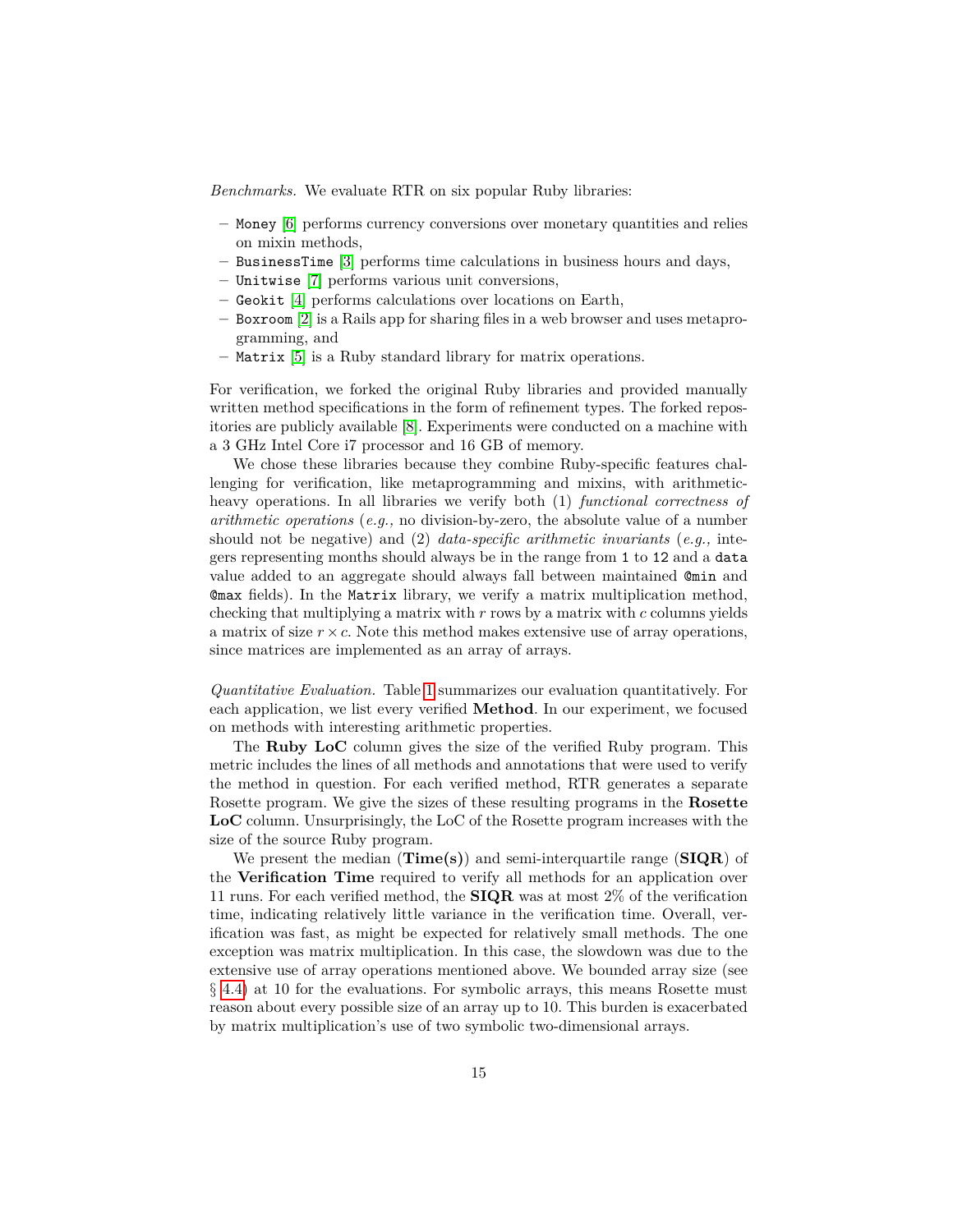*Benchmarks.* We evaluate RTR on six popular Ruby libraries:

- `Money` [6] performs currency conversions over monetary quantities and relies on mixin methods,
- `BusinessTime` [3] performs time calculations in business hours and days,
- `Unitwise` [7] performs various unit conversions,
- `Geokit` [4] performs calculations over locations on Earth,
- `Boxroom` [2] is a Rails app for sharing files in a web browser and uses metaprogramming, and
- `Matrix` [5] is a Ruby standard library for matrix operations.

For verification, we forked the original Ruby libraries and provided manually written method specifications in the form of refinement types. The forked repositories are publicly available [8]. Experiments were conducted on a machine with a 3 GHz Intel Core i7 processor and 16 GB of memory.

We chose these libraries because they combine Ruby-specific features challenging for verification, like metaprogramming and mixins, with arithmetic-heavy operations. In all libraries we verify both (1) *functional correctness of arithmetic operations* (*e.g.,* no division-by-zero, the absolute value of a number should not be negative) and (2) *data-specific arithmetic invariants* (*e.g.,* integers representing months should always be in the range from `1` to `12` and a `data` value added to an aggregate should always fall between maintained `@min` and `@max` fields). In the `Matrix` library, we verify a matrix multiplication method, checking that multiplying a matrix with $r$ rows by a matrix with $c$ columns yields a matrix of size $r \times c$. Note this method makes extensive use of array operations, since matrices are implemented as an array of arrays.

*Quantitative Evaluation.* Table 1 summarizes our evaluation quantitatively. For each application, we list every verified **Method**. In our experiment, we focused on methods with interesting arithmetic properties.

The **Ruby LoC** column gives the size of the verified Ruby program. This metric includes the lines of all methods and annotations that were used to verify the method in question. For each verified method, RTR generates a separate Rosette program. We give the sizes of these resulting programs in the **Rosette LoC** column. Unsurprisingly, the LoC of the Rosette program increases with the size of the source Ruby program.

We present the median (**Time(s)**) and semi-interquartile range (**SIQR**) of the **Verification Time** required to verify all methods for an application over 11 runs. For each verified method, the **SIQR** was at most 2% of the verification time, indicating relatively little variance in the verification time. Overall, verification was fast, as might be expected for relatively small methods. The one exception was matrix multiplication. In this case, the slowdown was due to the extensive use of array operations mentioned above. We bounded array size (see § 4.4) at 10 for the evaluations. For symbolic arrays, this means Rosette must reason about every possible size of an array up to 10. This burden is exacerbated by matrix multiplication's use of two symbolic two-dimensional arrays.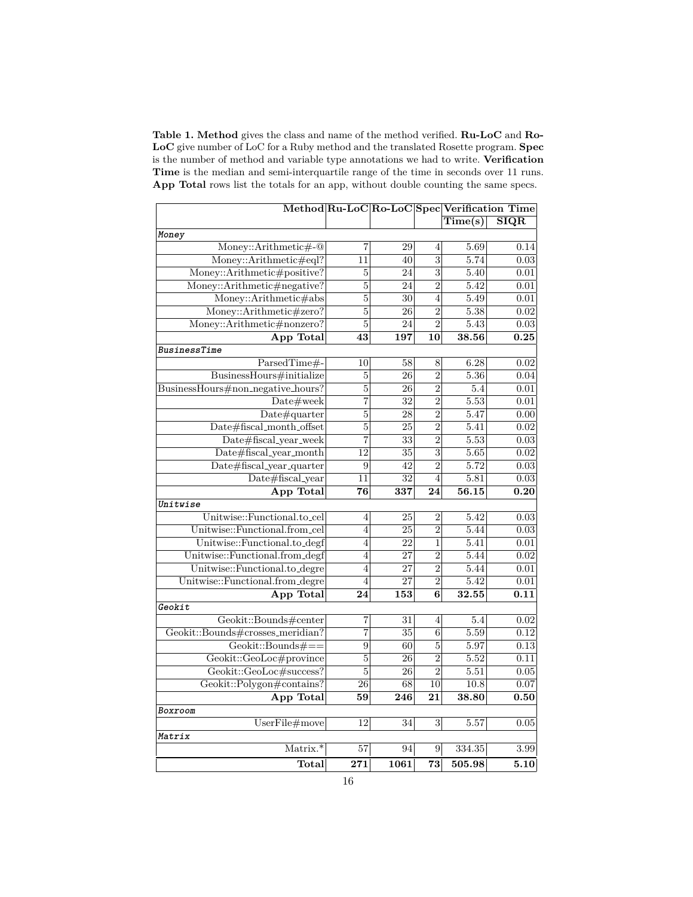**Table 1. Method** gives the class and name of the method verified. **Ru-LoC** and **Ro-LoC** give number of LoC for a Ruby method and the translated Rosette program. **Spec** is the number of method and variable type annotations we had to write. **Verification Time** is the median and semi-interquartile range of the time in seconds over 11 runs. **App Total** rows list the totals for an app, without double counting the same specs.

| Method | Ru-LoC | Ro-LoC | Spec | Verification Time | |
|---|---|---|---|---|---|
| | | | | Time(s) | SIQR |
| *Money* | | | | | |
| Money::Arithmetic#-@ | 7 | 29 | 4 | 5.69 | 0.14 |
| Money::Arithmetic#eql? | 11 | 40 | 3 | 5.74 | 0.03 |
| Money::Arithmetic#positive? | 5 | 24 | 3 | 5.40 | 0.01 |
| Money::Arithmetic#negative? | 5 | 24 | 2 | 5.42 | 0.01 |
| Money::Arithmetic#abs | 5 | 30 | 4 | 5.49 | 0.01 |
| Money::Arithmetic#zero? | 5 | 26 | 2 | 5.38 | 0.02 |
| Money::Arithmetic#nonzero? | 5 | 24 | 2 | 5.43 | 0.03 |
| **App Total** | **43** | **197** | **10** | **38.56** | **0.25** |
| *BusinessTime* | | | | | |
| ParsedTime#- | 10 | 58 | 8 | 6.28 | 0.02 |
| BusinessHours#initialize | 5 | 26 | 2 | 5.36 | 0.04 |
| BusinessHours#non_negative_hours? | 5 | 26 | 2 | 5.4 | 0.01 |
| Date#week | 7 | 32 | 2 | 5.53 | 0.01 |
| Date#quarter | 5 | 28 | 2 | 5.47 | 0.00 |
| Date#fiscal_month_offset | 5 | 25 | 2 | 5.41 | 0.02 |
| Date#fiscal_year_week | 7 | 33 | 2 | 5.53 | 0.03 |
| Date#fiscal_year_month | 12 | 35 | 3 | 5.65 | 0.02 |
| Date#fiscal_year_quarter | 9 | 42 | 2 | 5.72 | 0.03 |
| Date#fiscal_year | 11 | 32 | 4 | 5.81 | 0.03 |
| **App Total** | **76** | **337** | **24** | **56.15** | **0.20** |
| *Unitwise* | | | | | |
| Unitwise::Functional.to_cel | 4 | 25 | 2 | 5.42 | 0.03 |
| Unitwise::Functional.from_cel | 4 | 25 | 2 | 5.44 | 0.03 |
| Unitwise::Functional.to_degf | 4 | 22 | 1 | 5.41 | 0.01 |
| Unitwise::Functional.from_degf | 4 | 27 | 2 | 5.44 | 0.02 |
| Unitwise::Functional.to_degre | 4 | 27 | 2 | 5.44 | 0.01 |
| Unitwise::Functional.from_degre | 4 | 27 | 2 | 5.42 | 0.01 |
| **App Total** | **24** | **153** | **6** | **32.55** | **0.11** |
| *Geokit* | | | | | |
| Geokit::Bounds#center | 7 | 31 | 4 | 5.4 | 0.02 |
| Geokit::Bounds#crosses_meridian? | 7 | 35 | 6 | 5.59 | 0.12 |
| Geokit::Bounds#== | 9 | 60 | 5 | 5.97 | 0.13 |
| Geokit::GeoLoc#province | 5 | 26 | 2 | 5.52 | 0.11 |
| Geokit::GeoLoc#success? | 5 | 26 | 2 | 5.51 | 0.05 |
| Geokit::Polygon#contains? | 26 | 68 | 10 | 10.8 | 0.07 |
| **App Total** | **59** | **246** | **21** | **38.80** | **0.50** |
| *Boxroom* | | | | | |
| UserFile#move | 12 | 34 | 3 | 5.57 | 0.05 |
| *Matrix* | | | | | |
| Matrix.* | 57 | 94 | 9 | 334.35 | 3.99 |
| **Total** | **271** | **1061** | **73** | **505.98** | **5.10** |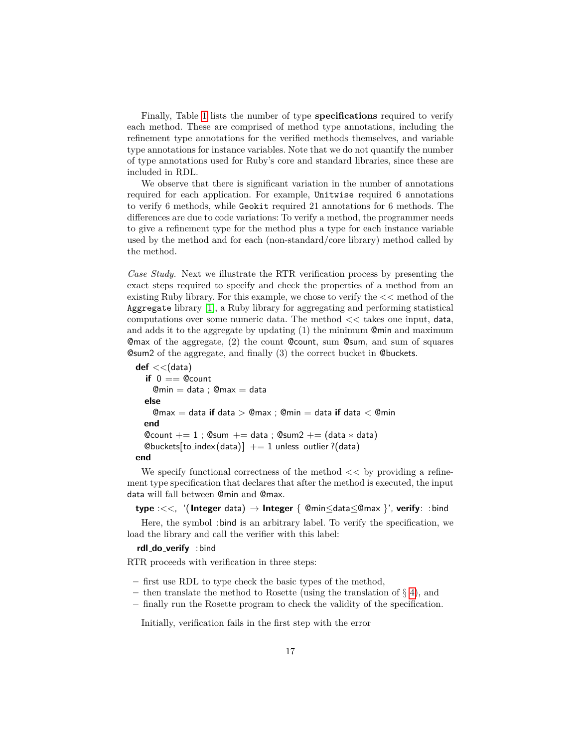Finally, Table 1 lists the number of type **specifications** required to verify each method. These are comprised of method type annotations, including the refinement type annotations for the verified methods themselves, and variable type annotations for instance variables. Note that we do not quantify the number of type annotations used for Ruby's core and standard libraries, since these are included in RDL.

We observe that there is significant variation in the number of annotations required for each application. For example, `Unitwise` required 6 annotations to verify 6 methods, while `Geokit` required 21 annotations for 6 methods. The differences are due to code variations: To verify a method, the programmer needs to give a refinement type for the method plus a type for each instance variable used by the method and for each (non-standard/core library) method called by the method.

*Case Study.* Next we illustrate the RTR verification process by presenting the exact steps required to specify and check the properties of a method from an existing Ruby library. For this example, we chose to verify the << method of the `Aggregate` library [1], a Ruby library for aggregating and performing statistical computations over some numeric data. The method << takes one input, data, and adds it to the aggregate by updating (1) the minimum @min and maximum @max of the aggregate, (2) the count @count, sum @sum, and sum of squares @sum2 of the aggregate, and finally (3) the correct bucket in @buckets.

```
def <<(data)
  if 0 == @count
    @min = data ; @max = data
  else
    @max = data if data > @max ; @min = data if data < @min
  end
  @count += 1 ; @sum += data ; @sum2 += (data * data)
  @buckets[to_index(data)] += 1 unless outlier?(data)
end
```

We specify functional correctness of the method << by providing a refinement type specification that declares that after the method is executed, the input data will fall between @min and @max.

```
type :<<, '(Integer data) → Integer { @min≤data≤@max }', verify: :bind
```

Here, the symbol :bind is an arbitrary label. To verify the specification, we load the library and call the verifier with this label:

```
rdl_do_verify :bind
```

RTR proceeds with verification in three steps:

- first use RDL to type check the basic types of the method,
- then translate the method to Rosette (using the translation of § 4), and
- finally run the Rosette program to check the validity of the specification.

Initially, verification fails in the first step with the error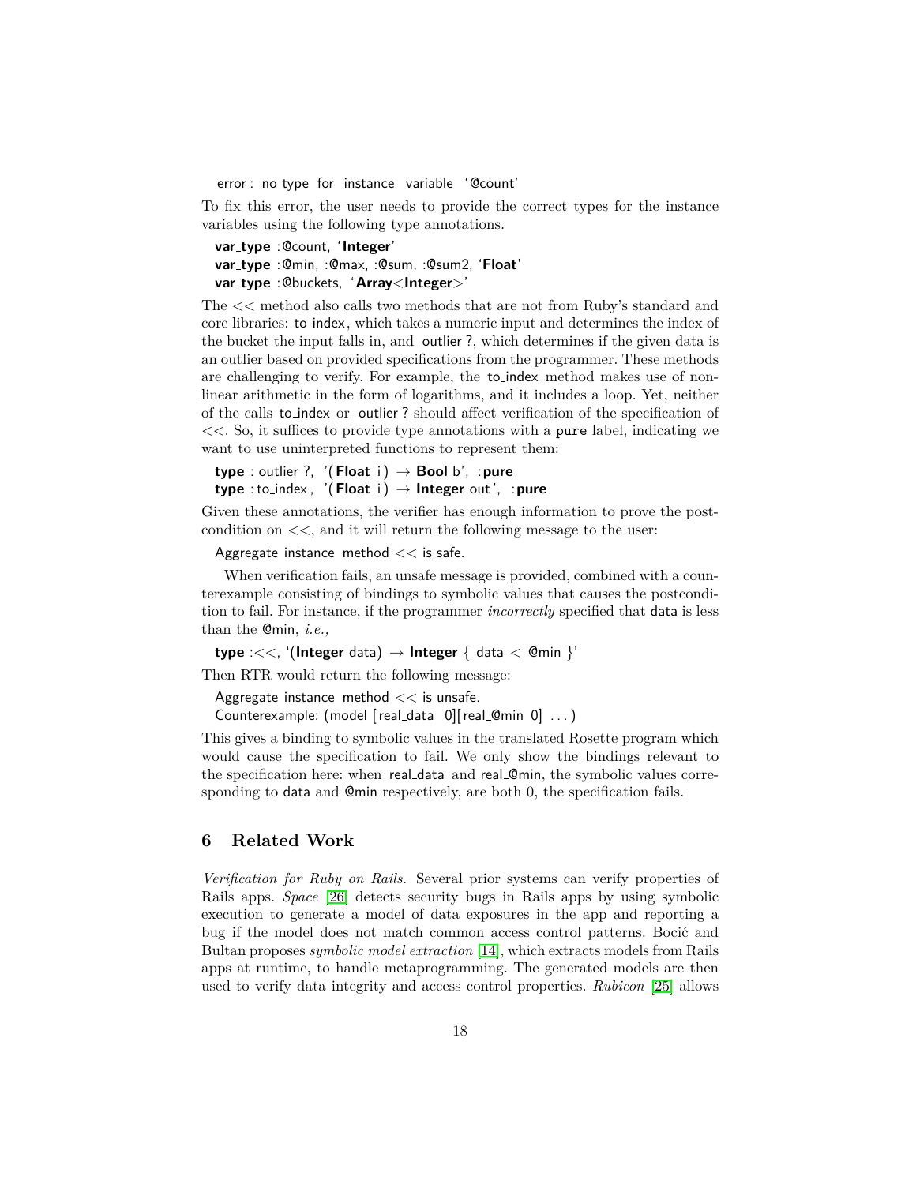```
error: no type for instance variable '@count'
```

To fix this error, the user needs to provide the correct types for the instance variables using the following type annotations.

```
var_type :@count, 'Integer'
var_type :@min, :@max, :@sum, :@sum2, 'Float'
var_type :@buckets, 'Array<Integer>'
```

The << method also calls two methods that are not from Ruby's standard and core libraries: to_index, which takes a numeric input and determines the index of the bucket the input falls in, and outlier?, which determines if the given data is an outlier based on provided specifications from the programmer. These methods are challenging to verify. For example, the to_index method makes use of non-linear arithmetic in the form of logarithms, and it includes a loop. Yet, neither of the calls to_index or outlier? should affect verification of the specification of <<. So, it suffices to provide type annotations with a `pure` label, indicating we want to use uninterpreted functions to represent them:

```
type :outlier?, '(Float i) → Bool b', :pure
type :to_index, '(Float i) → Integer out', :pure
```

Given these annotations, the verifier has enough information to prove the post-condition on <<, and it will return the following message to the user:

```
Aggregate instance method << is safe.
```

When verification fails, an unsafe message is provided, combined with a counterexample consisting of bindings to symbolic values that causes the postcondition to fail. For instance, if the programmer *incorrectly* specified that data is less than the @min, *i.e.,*

```
type :<<, '(Integer data) → Integer { data < @min }'
```

Then RTR would return the following message:

```
Aggregate instance method << is unsafe.
Counterexample: (model [real_data 0][real_@min 0] ...)
```

This gives a binding to symbolic values in the translated Rosette program which would cause the specification to fail. We only show the bindings relevant to the specification here: when real_data and real_@min, the symbolic values corresponding to data and @min respectively, are both 0, the specification fails.

## 6 Related Work

*Verification for Ruby on Rails.* Several prior systems can verify properties of Rails apps. *Space* [26] detects security bugs in Rails apps by using symbolic execution to generate a model of data exposures in the app and reporting a bug if the model does not match common access control patterns. Bocić and Bultan proposes *symbolic model extraction* [14], which extracts models from Rails apps at runtime, to handle metaprogramming. The generated models are then used to verify data integrity and access control properties. *Rubicon* [25] allows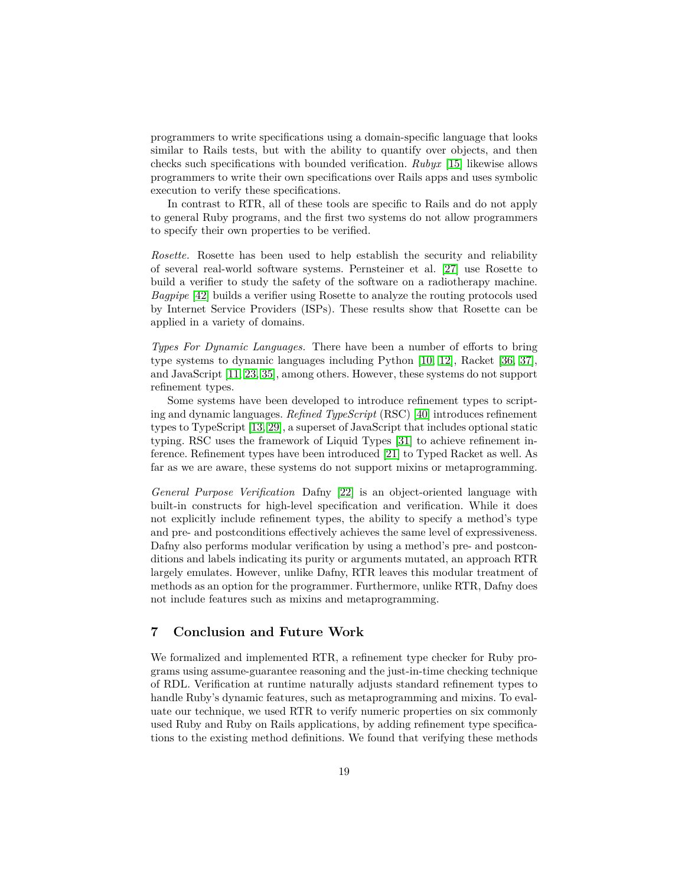programmers to write specifications using a domain-specific language that looks similar to Rails tests, but with the ability to quantify over objects, and then checks such specifications with bounded verification. *Rubyx* [15] likewise allows programmers to write their own specifications over Rails apps and uses symbolic execution to verify these specifications.

In contrast to RTR, all of these tools are specific to Rails and do not apply to general Ruby programs, and the first two systems do not allow programmers to specify their own properties to be verified.

*Rosette.* Rosette has been used to help establish the security and reliability of several real-world software systems. Pernsteiner et al. [27] use Rosette to build a verifier to study the safety of the software on a radiotherapy machine. *Bagpipe* [42] builds a verifier using Rosette to analyze the routing protocols used by Internet Service Providers (ISPs). These results show that Rosette can be applied in a variety of domains.

*Types For Dynamic Languages.* There have been a number of efforts to bring type systems to dynamic languages including Python [10, 12], Racket [36, 37], and JavaScript [11, 23, 35], among others. However, these systems do not support refinement types.

Some systems have been developed to introduce refinement types to scripting and dynamic languages. *Refined TypeScript* (RSC) [40] introduces refinement types to TypeScript [13, 29], a superset of JavaScript that includes optional static typing. RSC uses the framework of Liquid Types [31] to achieve refinement inference. Refinement types have been introduced [21] to Typed Racket as well. As far as we are aware, these systems do not support mixins or metaprogramming.

*General Purpose Verification* Dafny [22] is an object-oriented language with built-in constructs for high-level specification and verification. While it does not explicitly include refinement types, the ability to specify a method's type and pre- and postconditions effectively achieves the same level of expressiveness. Dafny also performs modular verification by using a method's pre- and postconditions and labels indicating its purity or arguments mutated, an approach RTR largely emulates. However, unlike Dafny, RTR leaves this modular treatment of methods as an option for the programmer. Furthermore, unlike RTR, Dafny does not include features such as mixins and metaprogramming.

## 7 Conclusion and Future Work

We formalized and implemented RTR, a refinement type checker for Ruby programs using assume-guarantee reasoning and the just-in-time checking technique of RDL. Verification at runtime naturally adjusts standard refinement types to handle Ruby's dynamic features, such as metaprogramming and mixins. To evaluate our technique, we used RTR to verify numeric properties on six commonly used Ruby and Ruby on Rails applications, by adding refinement type specifications to the existing method definitions. We found that verifying these methods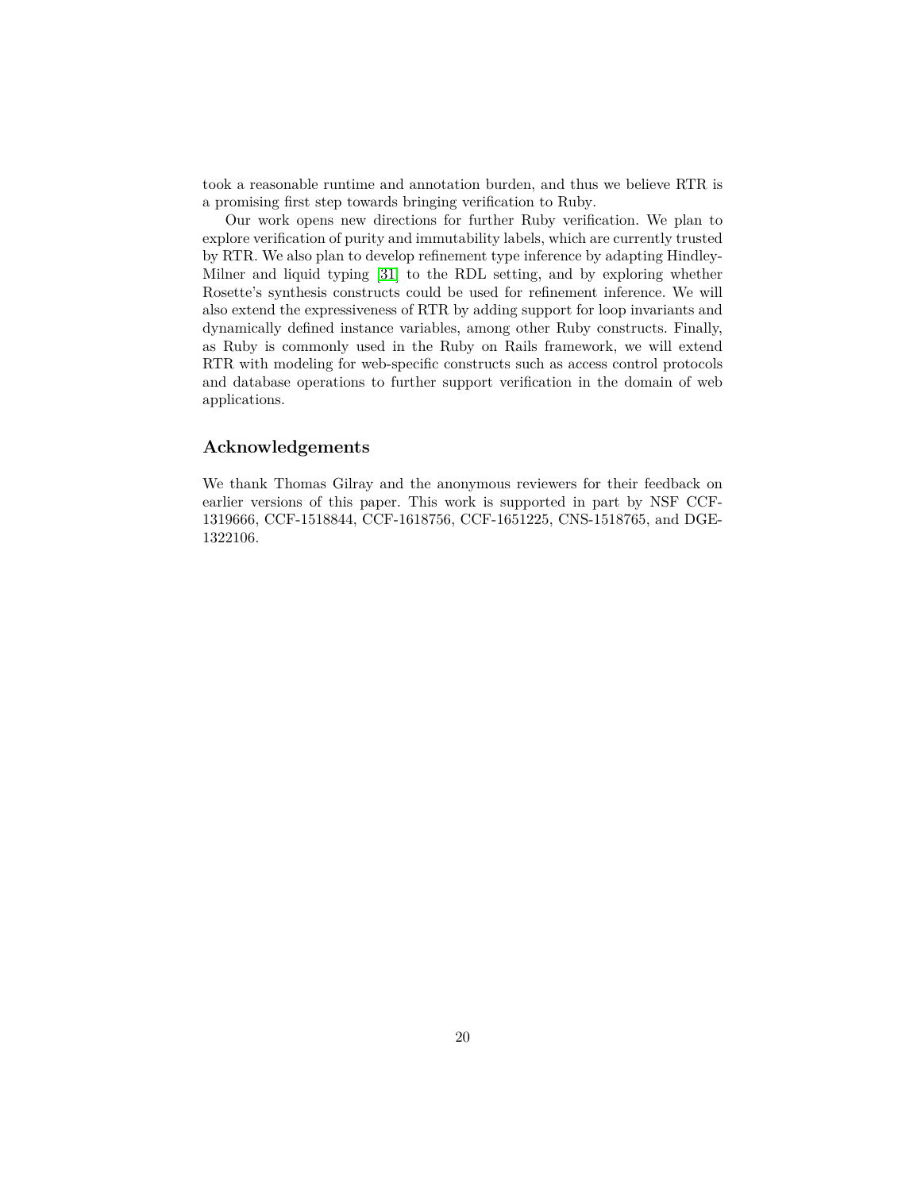took a reasonable runtime and annotation burden, and thus we believe RTR is a promising first step towards bringing verification to Ruby.

Our work opens new directions for further Ruby verification. We plan to explore verification of purity and immutability labels, which are currently trusted by RTR. We also plan to develop refinement type inference by adapting Hindley-Milner and liquid typing [31] to the RDL setting, and by exploring whether Rosette's synthesis constructs could be used for refinement inference. We will also extend the expressiveness of RTR by adding support for loop invariants and dynamically defined instance variables, among other Ruby constructs. Finally, as Ruby is commonly used in the Ruby on Rails framework, we will extend RTR with modeling for web-specific constructs such as access control protocols and database operations to further support verification in the domain of web applications.

## Acknowledgements

We thank Thomas Gilray and the anonymous reviewers for their feedback on earlier versions of this paper. This work is supported in part by NSF CCF-1319666, CCF-1518844, CCF-1618756, CCF-1651225, CNS-1518765, and DGE-1322106.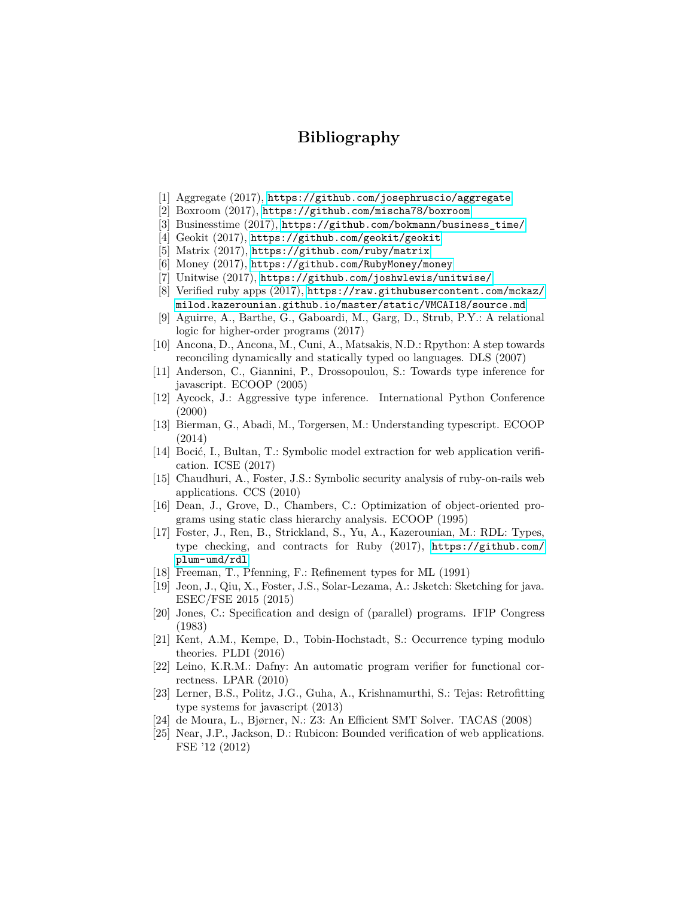# Bibliography

[1] Aggregate (2017), https://github.com/josephruscio/aggregate
[2] Boxroom (2017), https://github.com/mischa78/boxroom
[3] Businesstime (2017), https://github.com/bokmann/business_time/
[4] Geokit (2017), https://github.com/geokit/geokit
[5] Matrix (2017), https://github.com/ruby/matrix
[6] Money (2017), https://github.com/RubyMoney/money
[7] Unitwise (2017), https://github.com/joshwlewis/unitwise/
[8] Verified ruby apps (2017), https://raw.githubusercontent.com/mckaz/milod.kazerounian.github.io/master/static/VMCAI18/source.md
[9] Aguirre, A., Barthe, G., Gaboardi, M., Garg, D., Strub, P.Y.: A relational logic for higher-order programs (2017)
[10] Ancona, D., Ancona, M., Cuni, A., Matsakis, N.D.: Rpython: A step towards reconciling dynamically and statically typed oo languages. DLS (2007)
[11] Anderson, C., Giannini, P., Drossopoulou, S.: Towards type inference for javascript. ECOOP (2005)
[12] Aycock, J.: Aggressive type inference. International Python Conference (2000)
[13] Bierman, G., Abadi, M., Torgersen, M.: Understanding typescript. ECOOP (2014)
[14] Bocić, I., Bultan, T.: Symbolic model extraction for web application verification. ICSE (2017)
[15] Chaudhuri, A., Foster, J.S.: Symbolic security analysis of ruby-on-rails web applications. CCS (2010)
[16] Dean, J., Grove, D., Chambers, C.: Optimization of object-oriented programs using static class hierarchy analysis. ECOOP (1995)
[17] Foster, J., Ren, B., Strickland, S., Yu, A., Kazerounian, M.: RDL: Types, type checking, and contracts for Ruby (2017), https://github.com/plum-umd/rdl
[18] Freeman, T., Pfenning, F.: Refinement types for ML (1991)
[19] Jeon, J., Qiu, X., Foster, J.S., Solar-Lezama, A.: Jsketch: Sketching for java. ESEC/FSE 2015 (2015)
[20] Jones, C.: Specification and design of (parallel) programs. IFIP Congress (1983)
[21] Kent, A.M., Kempe, D., Tobin-Hochstadt, S.: Occurrence typing modulo theories. PLDI (2016)
[22] Leino, K.R.M.: Dafny: An automatic program verifier for functional correctness. LPAR (2010)
[23] Lerner, B.S., Politz, J.G., Guha, A., Krishnamurthi, S.: Tejas: Retrofitting type systems for javascript (2013)
[24] de Moura, L., Bjørner, N.: Z3: An Efficient SMT Solver. TACAS (2008)
[25] Near, J.P., Jackson, D.: Rubicon: Bounded verification of web applications. FSE '12 (2012)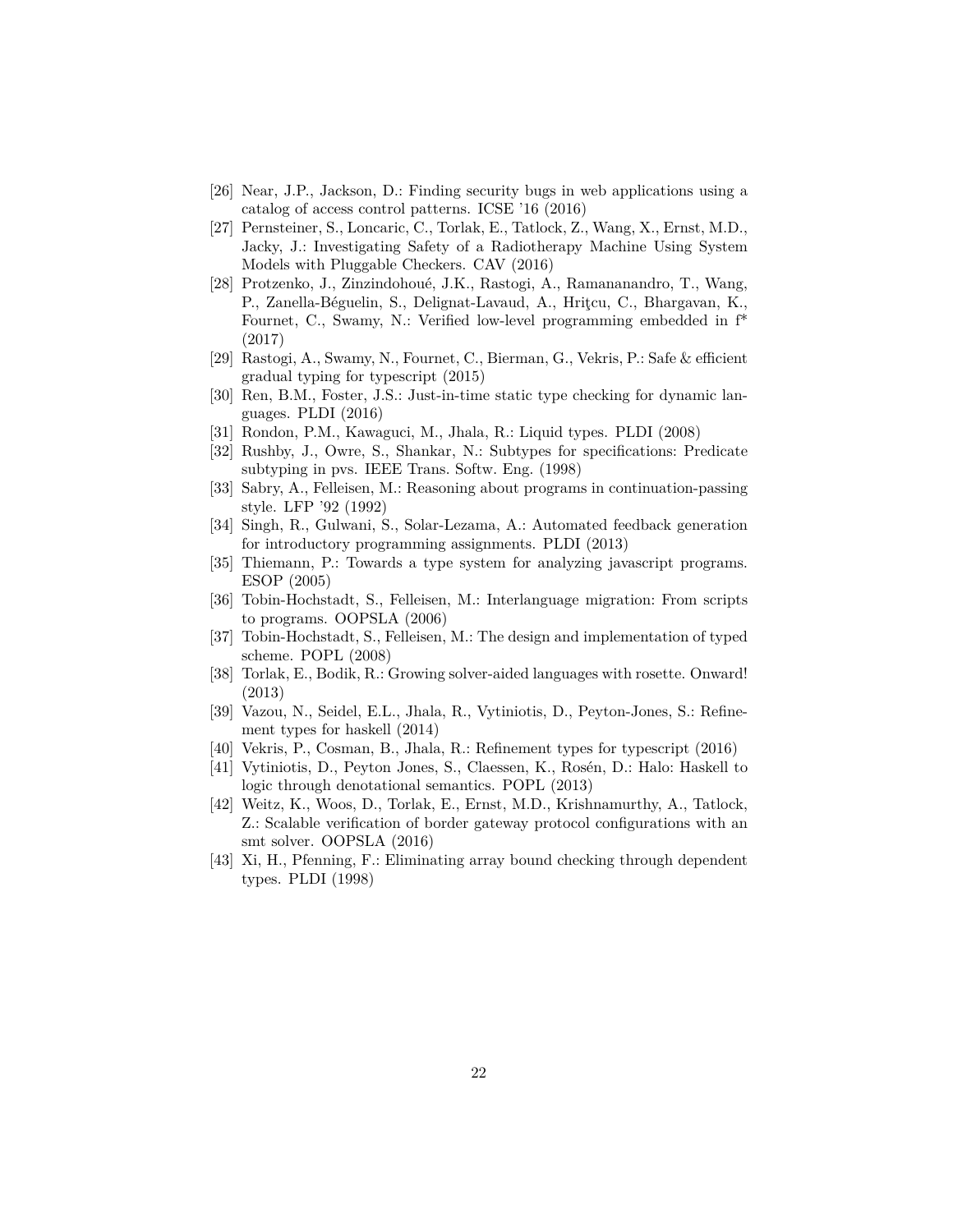[26] Near, J.P., Jackson, D.: Finding security bugs in web applications using a catalog of access control patterns. ICSE '16 (2016)

[27] Pernsteiner, S., Loncaric, C., Torlak, E., Tatlock, Z., Wang, X., Ernst, M.D., Jacky, J.: Investigating Safety of a Radiotherapy Machine Using System Models with Pluggable Checkers. CAV (2016)

[28] Protzenko, J., Zinzindohoué, J.K., Rastogi, A., Ramananandro, T., Wang, P., Zanella-Béguelin, S., Delignat-Lavaud, A., Hriţcu, C., Bhargavan, K., Fournet, C., Swamy, N.: Verified low-level programming embedded in f* (2017)

[29] Rastogi, A., Swamy, N., Fournet, C., Bierman, G., Vekris, P.: Safe & efficient gradual typing for typescript (2015)

[30] Ren, B.M., Foster, J.S.: Just-in-time static type checking for dynamic languages. PLDI (2016)

[31] Rondon, P.M., Kawaguci, M., Jhala, R.: Liquid types. PLDI (2008)

[32] Rushby, J., Owre, S., Shankar, N.: Subtypes for specifications: Predicate subtyping in pvs. IEEE Trans. Softw. Eng. (1998)

[33] Sabry, A., Felleisen, M.: Reasoning about programs in continuation-passing style. LFP '92 (1992)

[34] Singh, R., Gulwani, S., Solar-Lezama, A.: Automated feedback generation for introductory programming assignments. PLDI (2013)

[35] Thiemann, P.: Towards a type system for analyzing javascript programs. ESOP (2005)

[36] Tobin-Hochstadt, S., Felleisen, M.: Interlanguage migration: From scripts to programs. OOPSLA (2006)

[37] Tobin-Hochstadt, S., Felleisen, M.: The design and implementation of typed scheme. POPL (2008)

[38] Torlak, E., Bodik, R.: Growing solver-aided languages with rosette. Onward! (2013)

[39] Vazou, N., Seidel, E.L., Jhala, R., Vytiniotis, D., Peyton-Jones, S.: Refinement types for haskell (2014)

[40] Vekris, P., Cosman, B., Jhala, R.: Refinement types for typescript (2016)

[41] Vytiniotis, D., Peyton Jones, S., Claessen, K., Rosén, D.: Halo: Haskell to logic through denotational semantics. POPL (2013)

[42] Weitz, K., Woos, D., Torlak, E., Ernst, M.D., Krishnamurthy, A., Tatlock, Z.: Scalable verification of border gateway protocol configurations with an smt solver. OOPSLA (2016)

[43] Xi, H., Pfenning, F.: Eliminating array bound checking through dependent types. PLDI (1998)